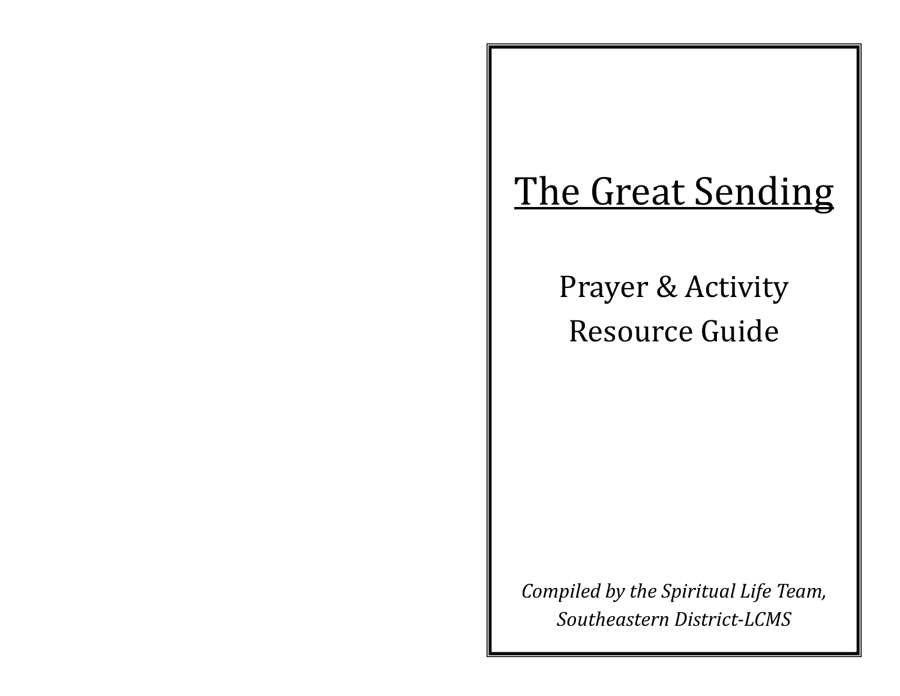# The Great Sending

## Prayer & Activity Resource Guide

*Compiled by the Spiritual Life Team, Southeastern District-LCMS*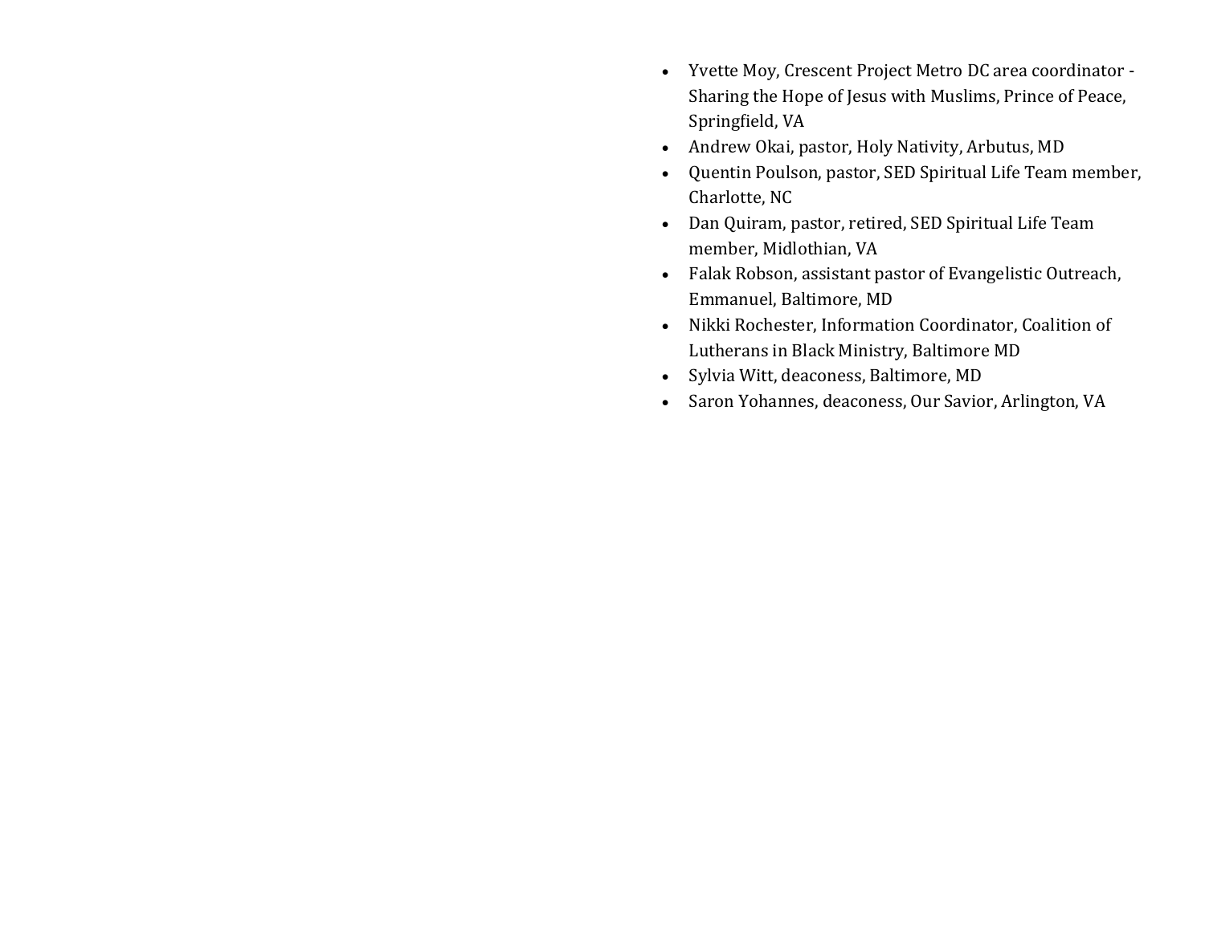- Yvette Moy, Crescent Project Metro DC area coordinator - Sharing the Hope of Jesus with Muslims, Prince of Peace, Springfield, VA
- Andrew Okai, pastor, Holy Nativity, Arbutus, MD
- Quentin Poulson, pastor, SED Spiritual Life Team member, Charlotte, NC
- Dan Quiram, pastor, retired, SED Spiritual Life Team member, Midlothian, VA
- Falak Robson, assistant pastor of Evangelistic Outreach, Emmanuel, Baltimore, MD
- Nikki Rochester, Information Coordinator, Coalition of Lutherans in Black Ministry, Baltimore MD
- Sylvia Witt, deaconess, Baltimore, MD
- Saron Yohannes, deaconess, Our Savior, Arlington, VA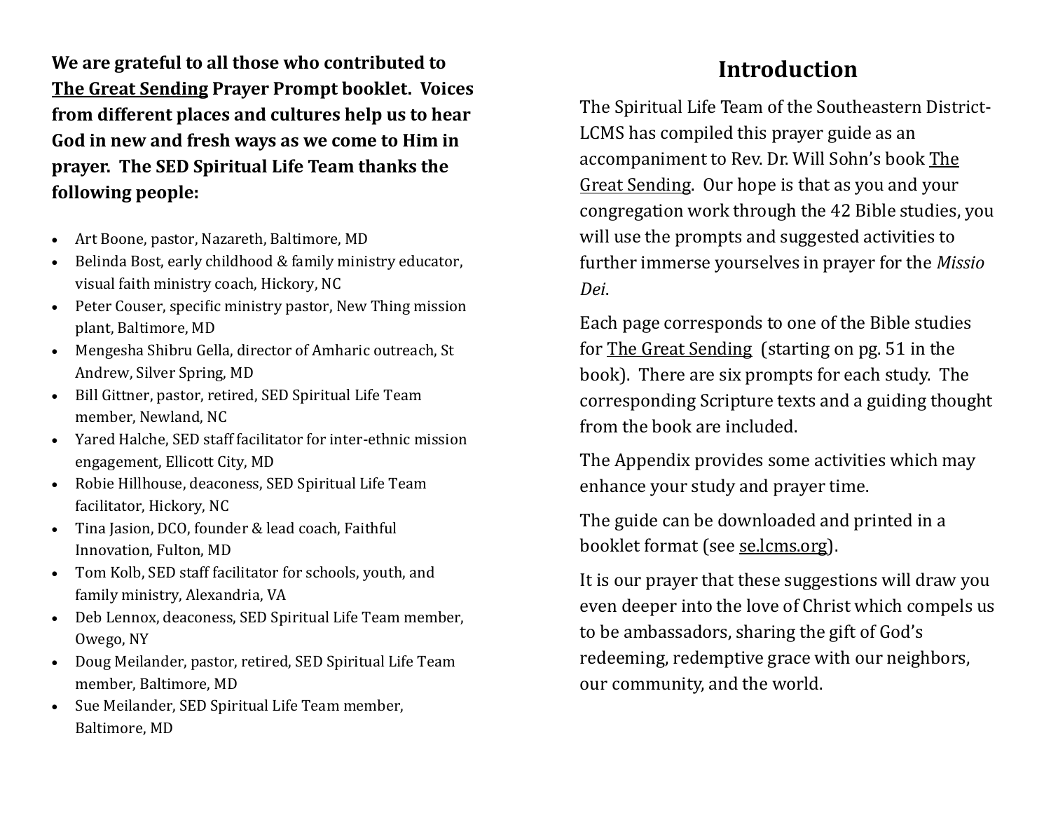**We are grateful to all those who contributed to The Great Sending Prayer Prompt booklet. Voices from different places and cultures help us to hear God in new and fresh ways as we come to Him in prayer. The SED Spiritual Life Team thanks the following people:**

- Art Boone, pastor, Nazareth, Baltimore, MD
- Belinda Bost, early childhood & family ministry educator, visual faith ministry coach, Hickory, NC
- Peter Couser, specific ministry pastor, New Thing mission plant, Baltimore, MD
- Mengesha Shibru Gella, director of Amharic outreach, St Andrew, Silver Spring, MD
- Bill Gittner, pastor, retired, SED Spiritual Life Team member, Newland, NC
- Yared Halche, SED staff facilitator for inter-ethnic mission engagement, Ellicott City, MD
- Robie Hillhouse, deaconess, SED Spiritual Life Team facilitator, Hickory, NC
- Tina Jasion, DCO, founder & lead coach, Faithful Innovation, Fulton, MD
- Tom Kolb, SED staff facilitator for schools, youth, and family ministry, Alexandria, VA
- Deb Lennox, deaconess, SED Spiritual Life Team member, Owego, NY
- Doug Meilander, pastor, retired, SED Spiritual Life Team member, Baltimore, MD
- Sue Meilander, SED Spiritual Life Team member, Baltimore, MD

# Introduction

The Spiritual Life Team of the Southeastern District-LCMS has compiled this prayer guide as an accompaniment to Rev. Dr. Will Sohn's book The Great Sending. Our hope is that as you and your congregation work through the 42 Bible studies, you will use the prompts and suggested activities to further immerse yourselves in prayer for the *Missio Dei*.

Each page corresponds to one of the Bible studies for The Great Sending (starting on pg. 51 in the book). There are six prompts for each study. The corresponding Scripture texts and a guiding thought from the book are included.

The Appendix provides some activities which may enhance your study and prayer time.

The guide can be downloaded and printed in a booklet format (see se.lcms.org).

It is our prayer that these suggestions will draw you even deeper into the love of Christ which compels us to be ambassadors, sharing the gift of God's redeeming, redemptive grace with our neighbors, our community, and the world.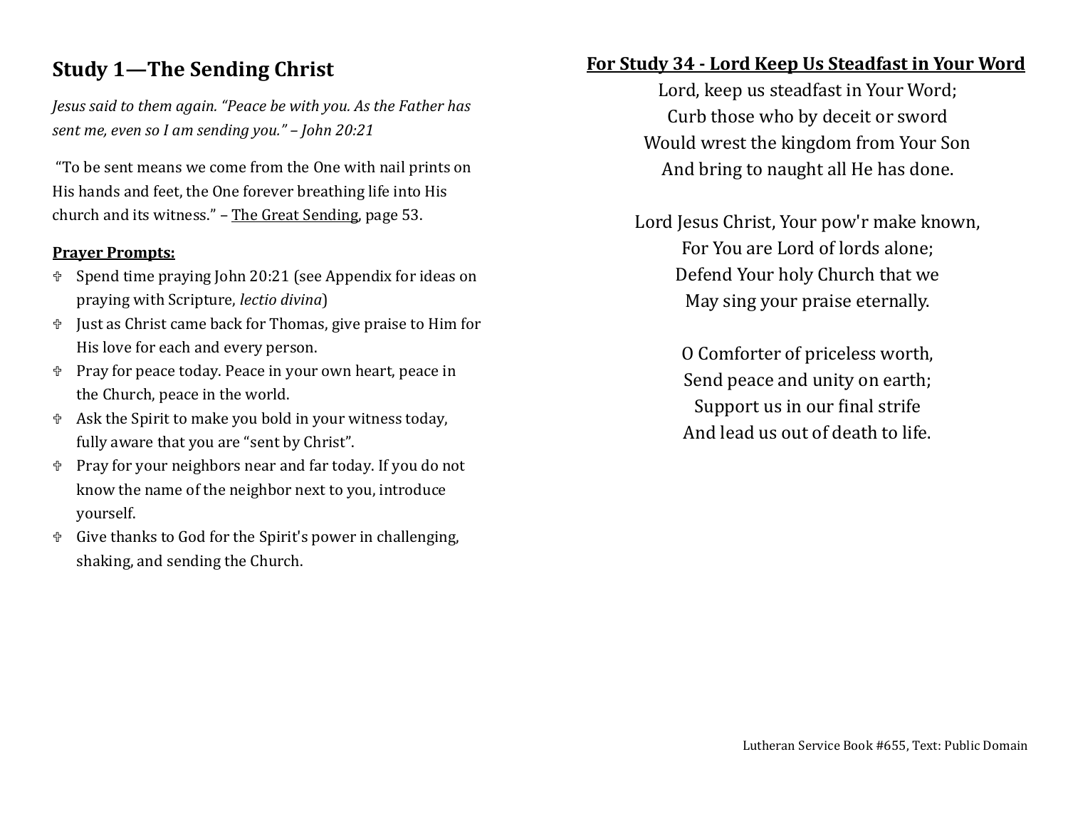## Study 1—The Sending Christ

*Jesus said to them again. "Peace be with you. As the Father has sent me, even so I am sending you." – John 20:21*

"To be sent means we come from the One with nail prints on His hands and feet, the One forever breathing life into His church and its witness." – <u>The Great Sending</u>, page 53.

**<u>Prayer Prompts:</u>**

- Spend time praying John 20:21 (see Appendix for ideas on praying with Scripture, *lectio divina*)
- Just as Christ came back for Thomas, give praise to Him for His love for each and every person.
- Pray for peace today. Peace in your own heart, peace in the Church, peace in the world.
- Ask the Spirit to make you bold in your witness today, fully aware that you are "sent by Christ".
- Pray for your neighbors near and far today. If you do not know the name of the neighbor next to you, introduce yourself.
- Give thanks to God for the Spirit's power in challenging, shaking, and sending the Church.

**<u>For Study 34 - Lord Keep Us Steadfast in Your Word</u>**

Lord, keep us steadfast in Your Word;
Curb those who by deceit or sword
Would wrest the kingdom from Your Son
And bring to naught all He has done.

Lord Jesus Christ, Your pow'r make known,
For You are Lord of lords alone;
Defend Your holy Church that we
May sing your praise eternally.

O Comforter of priceless worth,
Send peace and unity on earth;
Support us in our final strife
And lead us out of death to life.

Lutheran Service Book #655, Text: Public Domain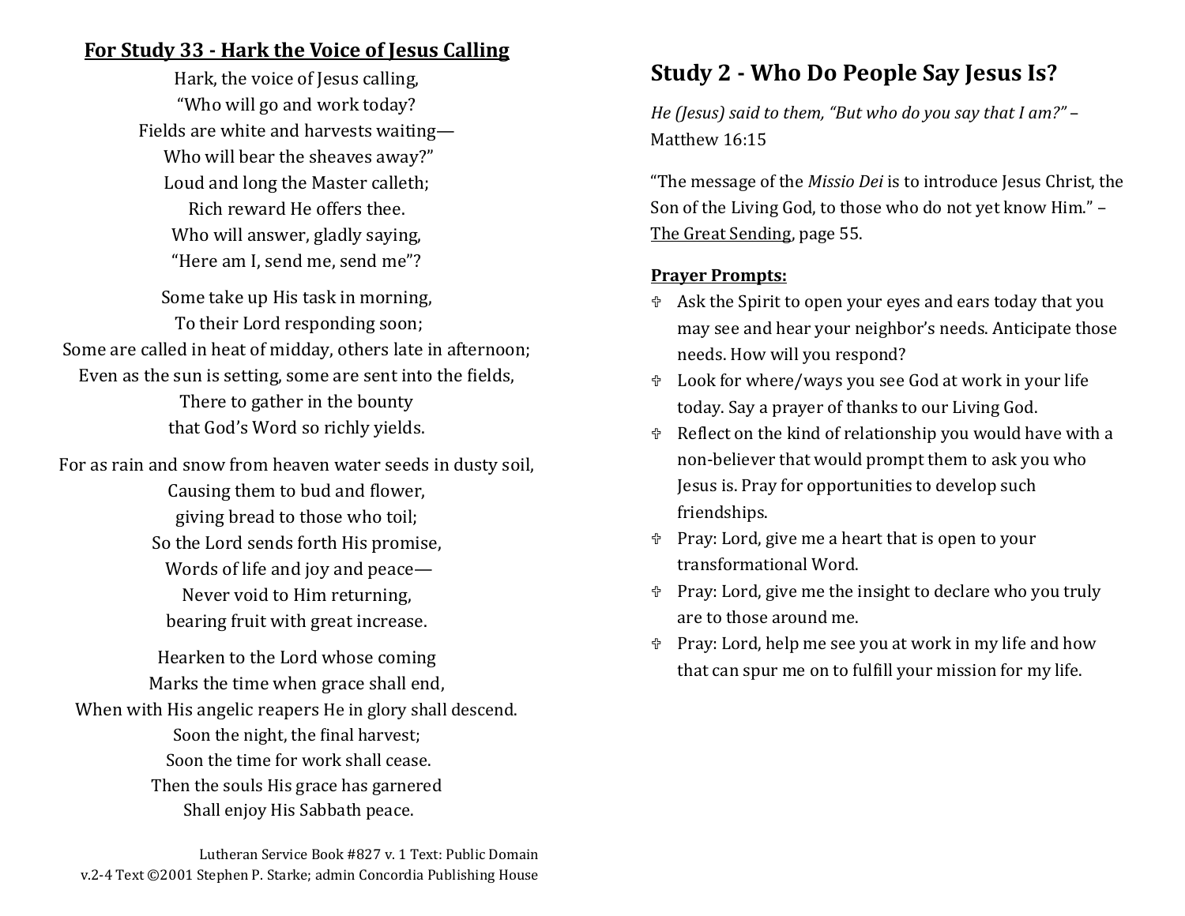## For Study 33 - Hark the Voice of Jesus Calling

Hark, the voice of Jesus calling,
"Who will go and work today?
Fields are white and harvests waiting—
Who will bear the sheaves away?"
Loud and long the Master calleth;
Rich reward He offers thee.
Who will answer, gladly saying,
"Here am I, send me, send me"?

Some take up His task in morning,
To their Lord responding soon;
Some are called in heat of midday, others late in afternoon;
Even as the sun is setting, some are sent into the fields,
There to gather in the bounty
that God's Word so richly yields.

For as rain and snow from heaven water seeds in dusty soil,
Causing them to bud and flower,
giving bread to those who toil;
So the Lord sends forth His promise,
Words of life and joy and peace—
Never void to Him returning,
bearing fruit with great increase.

Hearken to the Lord whose coming
Marks the time when grace shall end,
When with His angelic reapers He in glory shall descend.
Soon the night, the final harvest;
Soon the time for work shall cease.
Then the souls His grace has garnered
Shall enjoy His Sabbath peace.

Lutheran Service Book #827 v. 1 Text: Public Domain
v.2-4 Text ©2001 Stephen P. Starke; admin Concordia Publishing House

## Study 2 - Who Do People Say Jesus Is?

*He (Jesus) said to them, "But who do you say that I am?"* – Matthew 16:15

"The message of the *Missio Dei* is to introduce Jesus Christ, the Son of the Living God, to those who do not yet know Him." – The Great Sending, page 55.

**Prayer Prompts:**

- Ask the Spirit to open your eyes and ears today that you may see and hear your neighbor's needs. Anticipate those needs. How will you respond?
- Look for where/ways you see God at work in your life today. Say a prayer of thanks to our Living God.
- Reflect on the kind of relationship you would have with a non-believer that would prompt them to ask you who Jesus is. Pray for opportunities to develop such friendships.
- Pray: Lord, give me a heart that is open to your transformational Word.
- Pray: Lord, give me the insight to declare who you truly are to those around me.
- Pray: Lord, help me see you at work in my life and how that can spur me on to fulfill your mission for my life.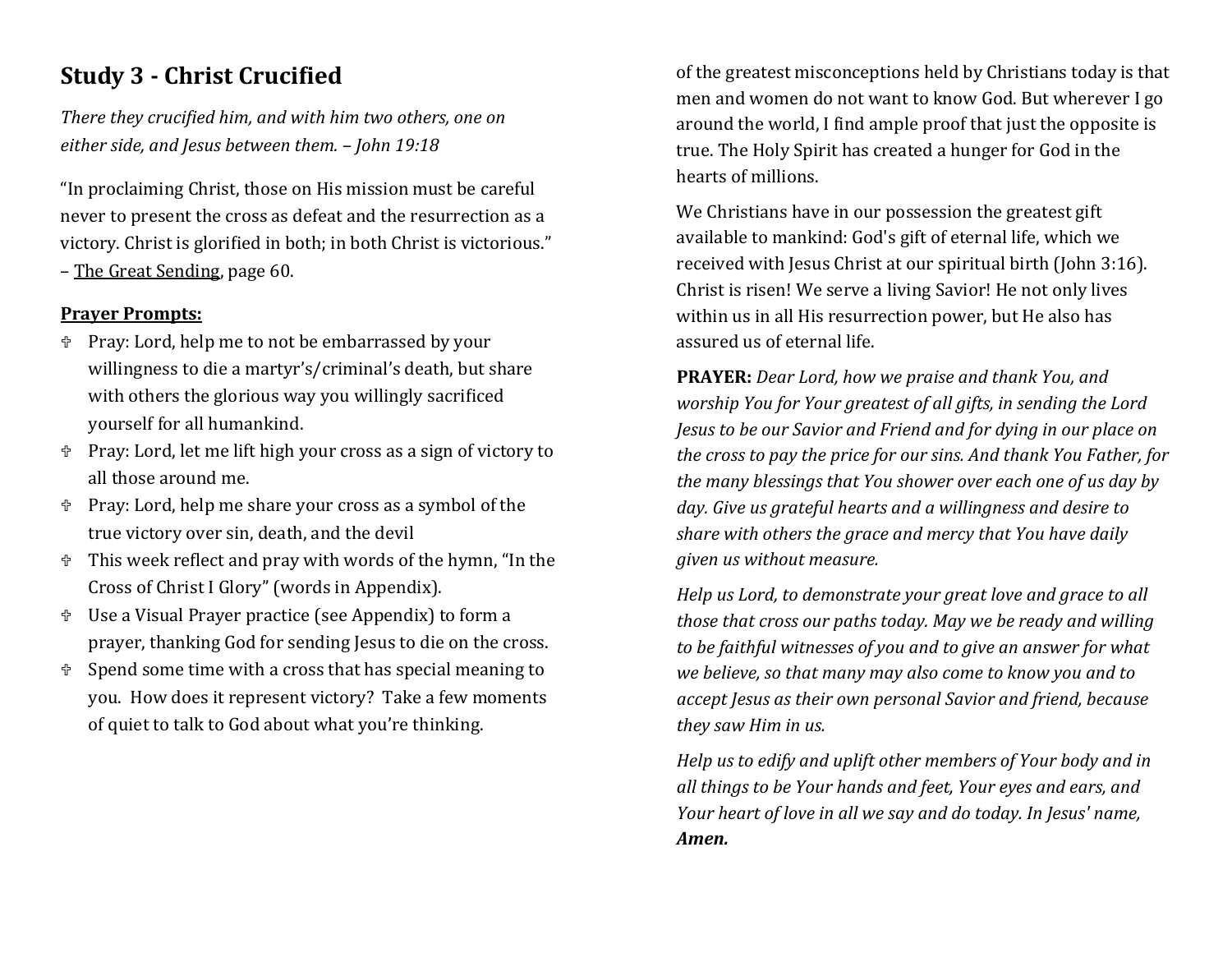## Study 3 - Christ Crucified

*There they crucified him, and with him two others, one on either side, and Jesus between them. – John 19:18*

"In proclaiming Christ, those on His mission must be careful never to present the cross as defeat and the resurrection as a victory. Christ is glorified in both; in both Christ is victorious." – The Great Sending, page 60.

**Prayer Prompts:**

- ✞ Pray: Lord, help me to not be embarrassed by your willingness to die a martyr's/criminal's death, but share with others the glorious way you willingly sacrificed yourself for all humankind.
- ✞ Pray: Lord, let me lift high your cross as a sign of victory to all those around me.
- ✞ Pray: Lord, help me share your cross as a symbol of the true victory over sin, death, and the devil
- ✞ This week reflect and pray with words of the hymn, "In the Cross of Christ I Glory" (words in Appendix).
- ✞ Use a Visual Prayer practice (see Appendix) to form a prayer, thanking God for sending Jesus to die on the cross.
- ✞ Spend some time with a cross that has special meaning to you. How does it represent victory? Take a few moments of quiet to talk to God about what you're thinking.

of the greatest misconceptions held by Christians today is that men and women do not want to know God. But wherever I go around the world, I find ample proof that just the opposite is true. The Holy Spirit has created a hunger for God in the hearts of millions.

We Christians have in our possession the greatest gift available to mankind: God's gift of eternal life, which we received with Jesus Christ at our spiritual birth (John 3:16). Christ is risen! We serve a living Savior! He not only lives within us in all His resurrection power, but He also has assured us of eternal life.

**PRAYER:** *Dear Lord, how we praise and thank You, and worship You for Your greatest of all gifts, in sending the Lord Jesus to be our Savior and Friend and for dying in our place on the cross to pay the price for our sins. And thank You Father, for the many blessings that You shower over each one of us day by day. Give us grateful hearts and a willingness and desire to share with others the grace and mercy that You have daily given us without measure.*

*Help us Lord, to demonstrate your great love and grace to all those that cross our paths today. May we be ready and willing to be faithful witnesses of you and to give an answer for what we believe, so that many may also come to know you and to accept Jesus as their own personal Savior and friend, because they saw Him in us.*

*Help us to edify and uplift other members of Your body and in all things to be Your hands and feet, Your eyes and ears, and Your heart of love in all we say and do today. In Jesus' name,* ***Amen.***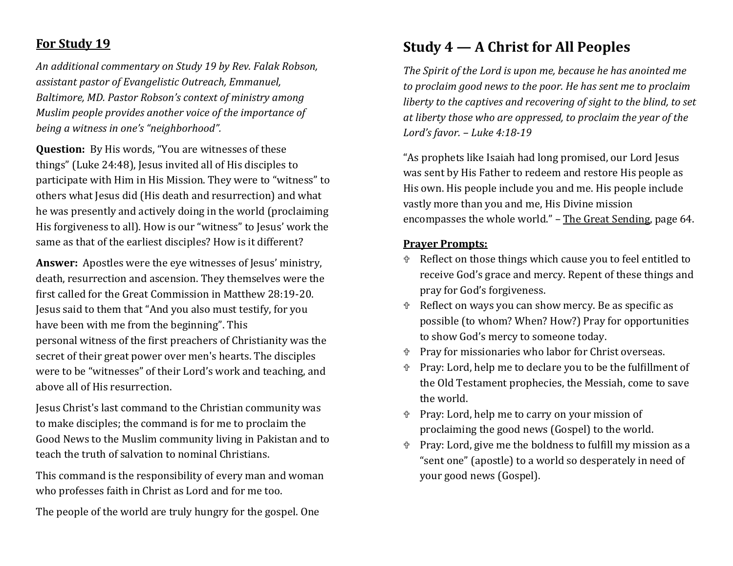## For Study 19

*An additional commentary on Study 19 by Rev. Falak Robson, assistant pastor of Evangelistic Outreach, Emmanuel, Baltimore, MD. Pastor Robson's context of ministry among Muslim people provides another voice of the importance of being a witness in one's "neighborhood".*

**Question:** By His words, "You are witnesses of these things" (Luke 24:48), Jesus invited all of His disciples to participate with Him in His Mission. They were to "witness" to others what Jesus did (His death and resurrection) and what he was presently and actively doing in the world (proclaiming His forgiveness to all). How is our "witness" to Jesus' work the same as that of the earliest disciples? How is it different?

**Answer:** Apostles were the eye witnesses of Jesus' ministry, death, resurrection and ascension. They themselves were the first called for the Great Commission in Matthew 28:19-20. Jesus said to them that "And you also must testify, for you have been with me from the beginning". This personal witness of the first preachers of Christianity was the secret of their great power over men's hearts. The disciples were to be "witnesses" of their Lord's work and teaching, and above all of His resurrection.

Jesus Christ's last command to the Christian community was to make disciples; the command is for me to proclaim the Good News to the Muslim community living in Pakistan and to teach the truth of salvation to nominal Christians.

This command is the responsibility of every man and woman who professes faith in Christ as Lord and for me too.

The people of the world are truly hungry for the gospel. One

# Study 4 — A Christ for All Peoples

*The Spirit of the Lord is upon me, because he has anointed me to proclaim good news to the poor. He has sent me to proclaim liberty to the captives and recovering of sight to the blind, to set at liberty those who are oppressed, to proclaim the year of the Lord's favor. – Luke 4:18-19*

"As prophets like Isaiah had long promised, our Lord Jesus was sent by His Father to redeem and restore His people as His own. His people include you and me. His people include vastly more than you and me, His Divine mission encompasses the whole world." – The Great Sending, page 64.

**Prayer Prompts:**

- Reflect on those things which cause you to feel entitled to receive God's grace and mercy. Repent of these things and pray for God's forgiveness.
- Reflect on ways you can show mercy. Be as specific as possible (to whom? When? How?) Pray for opportunities to show God's mercy to someone today.
- Pray for missionaries who labor for Christ overseas.
- Pray: Lord, help me to declare you to be the fulfillment of the Old Testament prophecies, the Messiah, come to save the world.
- Pray: Lord, help me to carry on your mission of proclaiming the good news (Gospel) to the world.
- Pray: Lord, give me the boldness to fulfill my mission as a "sent one" (apostle) to a world so desperately in need of your good news (Gospel).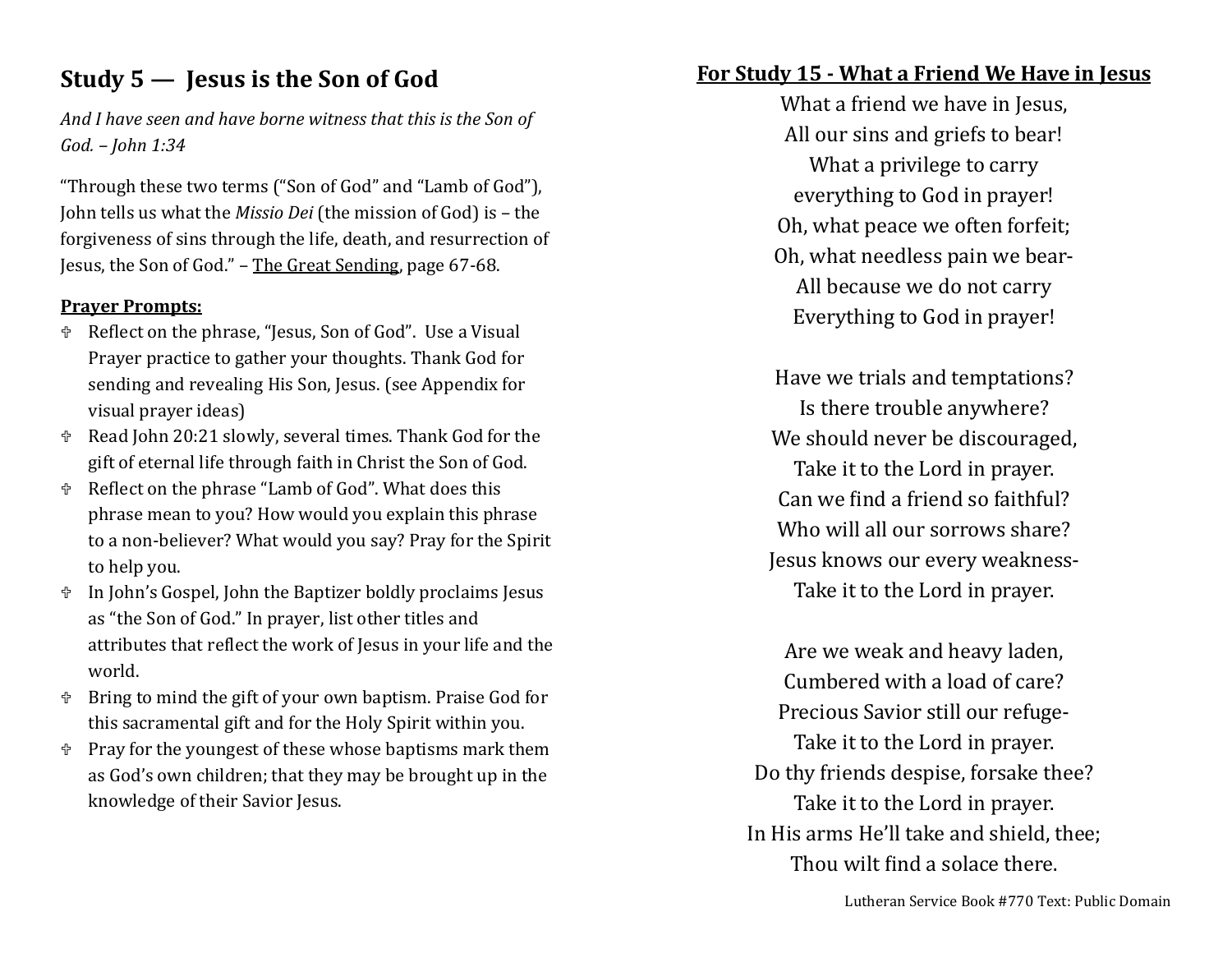## Study 5 — Jesus is the Son of God

*And I have seen and have borne witness that this is the Son of God. – John 1:34*

"Through these two terms ("Son of God" and "Lamb of God"), John tells us what the *Missio Dei* (the mission of God) is – the forgiveness of sins through the life, death, and resurrection of Jesus, the Son of God." – The Great Sending, page 67-68.

**Prayer Prompts:**

- Reflect on the phrase, "Jesus, Son of God". Use a Visual Prayer practice to gather your thoughts. Thank God for sending and revealing His Son, Jesus. (see Appendix for visual prayer ideas)
- Read John 20:21 slowly, several times. Thank God for the gift of eternal life through faith in Christ the Son of God.
- Reflect on the phrase "Lamb of God". What does this phrase mean to you? How would you explain this phrase to a non-believer? What would you say? Pray for the Spirit to help you.
- In John's Gospel, John the Baptizer boldly proclaims Jesus as "the Son of God." In prayer, list other titles and attributes that reflect the work of Jesus in your life and the world.
- Bring to mind the gift of your own baptism. Praise God for this sacramental gift and for the Holy Spirit within you.
- Pray for the youngest of these whose baptisms mark them as God's own children; that they may be brought up in the knowledge of their Savior Jesus.

**For Study 15 - What a Friend We Have in Jesus**

What a friend we have in Jesus,
All our sins and griefs to bear!
What a privilege to carry
everything to God in prayer!
Oh, what peace we often forfeit;
Oh, what needless pain we bear-
All because we do not carry
Everything to God in prayer!

Have we trials and temptations?
Is there trouble anywhere?
We should never be discouraged,
Take it to the Lord in prayer.
Can we find a friend so faithful?
Who will all our sorrows share?
Jesus knows our every weakness-
Take it to the Lord in prayer.

Are we weak and heavy laden,
Cumbered with a load of care?
Precious Savior still our refuge-
Take it to the Lord in prayer.
Do thy friends despise, forsake thee?
Take it to the Lord in prayer.
In His arms He'll take and shield, thee;
Thou wilt find a solace there.

Lutheran Service Book #770 Text: Public Domain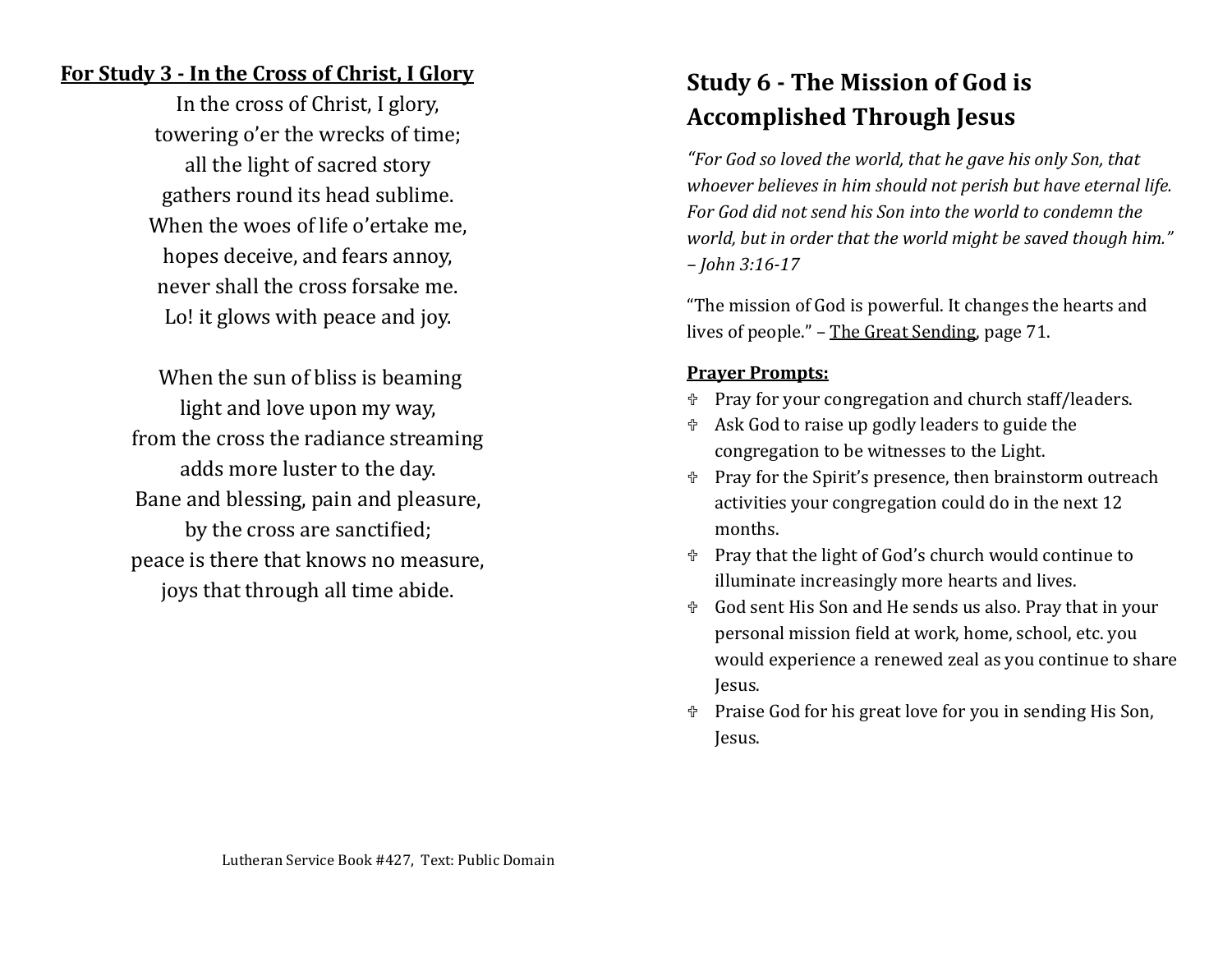**For Study 3 - In the Cross of Christ, I Glory**

In the cross of Christ, I glory,
towering o'er the wrecks of time;
all the light of sacred story
gathers round its head sublime.
When the woes of life o'ertake me,
hopes deceive, and fears annoy,
never shall the cross forsake me.
Lo! it glows with peace and joy.

When the sun of bliss is beaming
light and love upon my way,
from the cross the radiance streaming
adds more luster to the day.
Bane and blessing, pain and pleasure,
by the cross are sanctified;
peace is there that knows no measure,
joys that through all time abide.

Lutheran Service Book #427, Text: Public Domain

## Study 6 - The Mission of God is Accomplished Through Jesus

*"For God so loved the world, that he gave his only Son, that whoever believes in him should not perish but have eternal life. For God did not send his Son into the world to condemn the world, but in order that the world might be saved though him." – John 3:16-17*

"The mission of God is powerful. It changes the hearts and lives of people." – The Great Sending, page 71.

**Prayer Prompts:**

- Pray for your congregation and church staff/leaders.
- Ask God to raise up godly leaders to guide the congregation to be witnesses to the Light.
- Pray for the Spirit's presence, then brainstorm outreach activities your congregation could do in the next 12 months.
- Pray that the light of God's church would continue to illuminate increasingly more hearts and lives.
- God sent His Son and He sends us also. Pray that in your personal mission field at work, home, school, etc. you would experience a renewed zeal as you continue to share Jesus.
- Praise God for his great love for you in sending His Son, Jesus.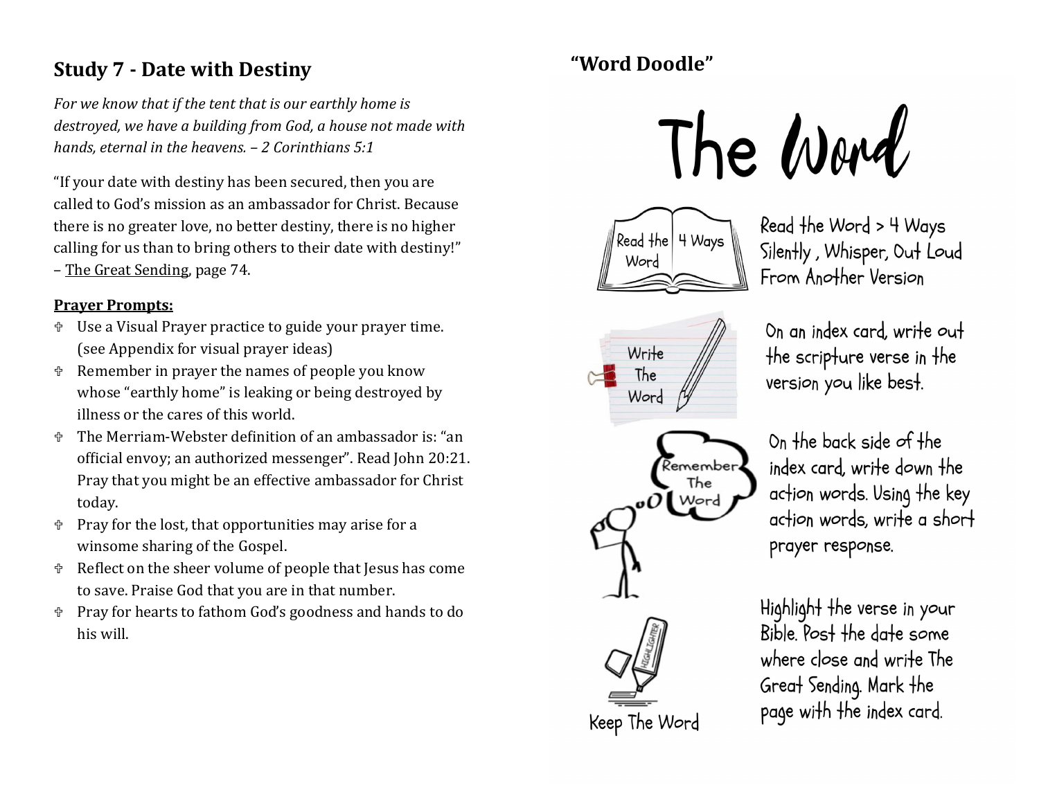## Study 7 - Date with Destiny

*For we know that if the tent that is our earthly home is destroyed, we have a building from God, a house not made with hands, eternal in the heavens. – 2 Corinthians 5:1*

"If your date with destiny has been secured, then you are called to God's mission as an ambassador for Christ. Because there is no greater love, no better destiny, there is no higher calling for us than to bring others to their date with destiny!" – The Great Sending, page 74.

**Prayer Prompts:**

- Use a Visual Prayer practice to guide your prayer time. (see Appendix for visual prayer ideas)
- Remember in prayer the names of people you know whose "earthly home" is leaking or being destroyed by illness or the cares of this world.
- The Merriam-Webster definition of an ambassador is: "an official envoy; an authorized messenger". Read John 20:21. Pray that you might be an effective ambassador for Christ today.
- Pray for the lost, that opportunities may arise for a winsome sharing of the Gospel.
- Reflect on the sheer volume of people that Jesus has come to save. Praise God that you are in that number.
- Pray for hearts to fathom God's goodness and hands to do his will.

## "Word Doodle"

# The Word

Read the Word > 4 Ways
Silently, Whisper, Out Loud
From Another Version

Write The Word: On an index card, write out the scripture verse in the version you like best.

Remember The Word: On the back side of the index card, write down the action words. Using the key action words, write a short prayer response.

Keep The Word: Highlight the verse in your Bible. Post the date some where close and write The Great Sending. Mark the page with the index card.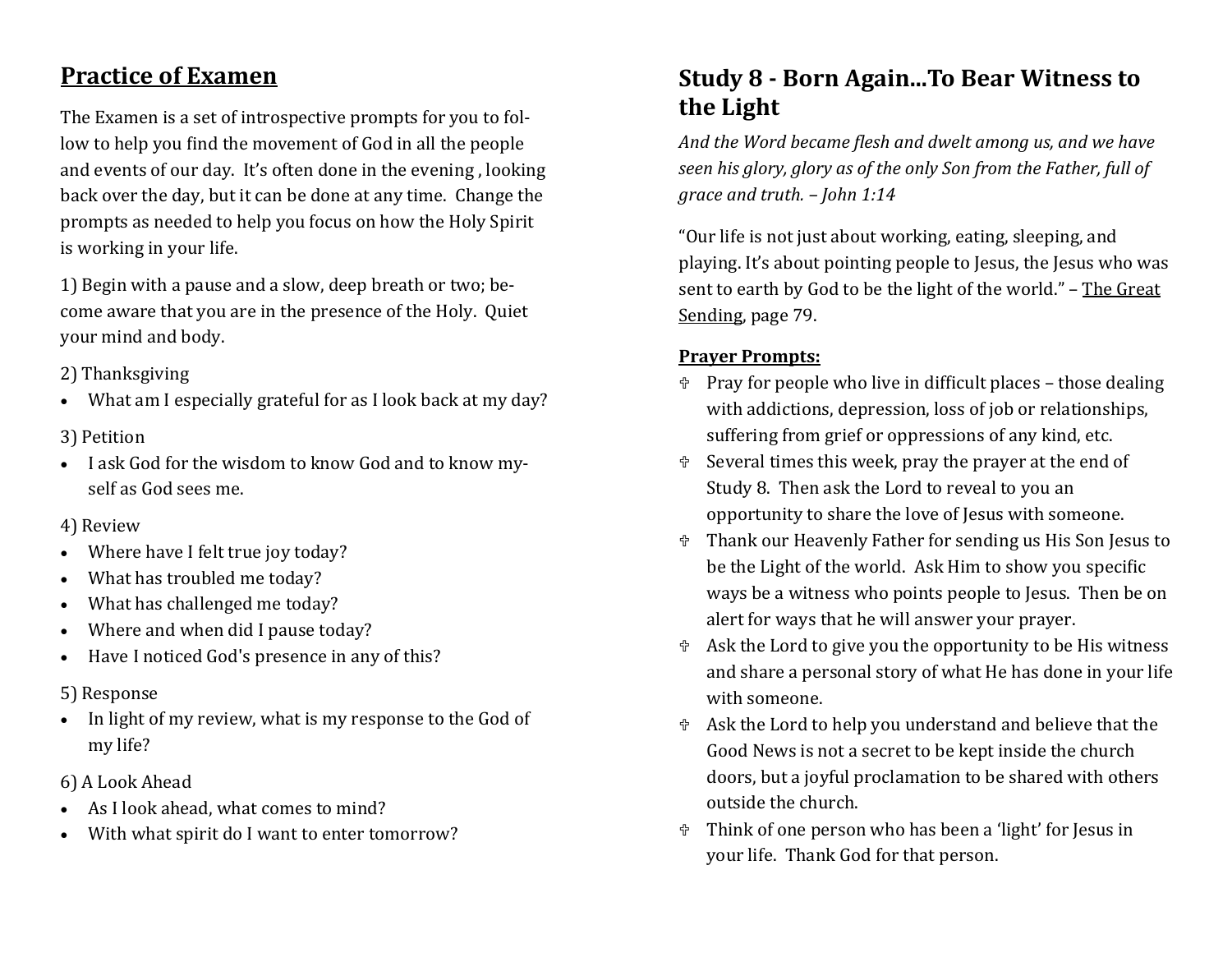## Practice of Examen

The Examen is a set of introspective prompts for you to follow to help you find the movement of God in all the people and events of our day. It's often done in the evening , looking back over the day, but it can be done at any time. Change the prompts as needed to help you focus on how the Holy Spirit is working in your life.

1) Begin with a pause and a slow, deep breath or two; become aware that you are in the presence of the Holy. Quiet your mind and body.

2) Thanksgiving

- What am I especially grateful for as I look back at my day?

3) Petition

- I ask God for the wisdom to know God and to know myself as God sees me.

4) Review

- Where have I felt true joy today?
- What has troubled me today?
- What has challenged me today?
- Where and when did I pause today?
- Have I noticed God's presence in any of this?

5) Response

- In light of my review, what is my response to the God of my life?

6) A Look Ahead

- As I look ahead, what comes to mind?
- With what spirit do I want to enter tomorrow?

## Study 8 - Born Again...To Bear Witness to the Light

*And the Word became flesh and dwelt among us, and we have seen his glory, glory as of the only Son from the Father, full of grace and truth. – John 1:14*

"Our life is not just about working, eating, sleeping, and playing. It's about pointing people to Jesus, the Jesus who was sent to earth by God to be the light of the world." – The Great Sending, page 79.

**Prayer Prompts:**

- ✞ Pray for people who live in difficult places – those dealing with addictions, depression, loss of job or relationships, suffering from grief or oppressions of any kind, etc.
- ✞ Several times this week, pray the prayer at the end of Study 8. Then ask the Lord to reveal to you an opportunity to share the love of Jesus with someone.
- ✞ Thank our Heavenly Father for sending us His Son Jesus to be the Light of the world. Ask Him to show you specific ways be a witness who points people to Jesus. Then be on alert for ways that he will answer your prayer.
- ✞ Ask the Lord to give you the opportunity to be His witness and share a personal story of what He has done in your life with someone.
- ✞ Ask the Lord to help you understand and believe that the Good News is not a secret to be kept inside the church doors, but a joyful proclamation to be shared with others outside the church.
- ✞ Think of one person who has been a 'light' for Jesus in your life. Thank God for that person.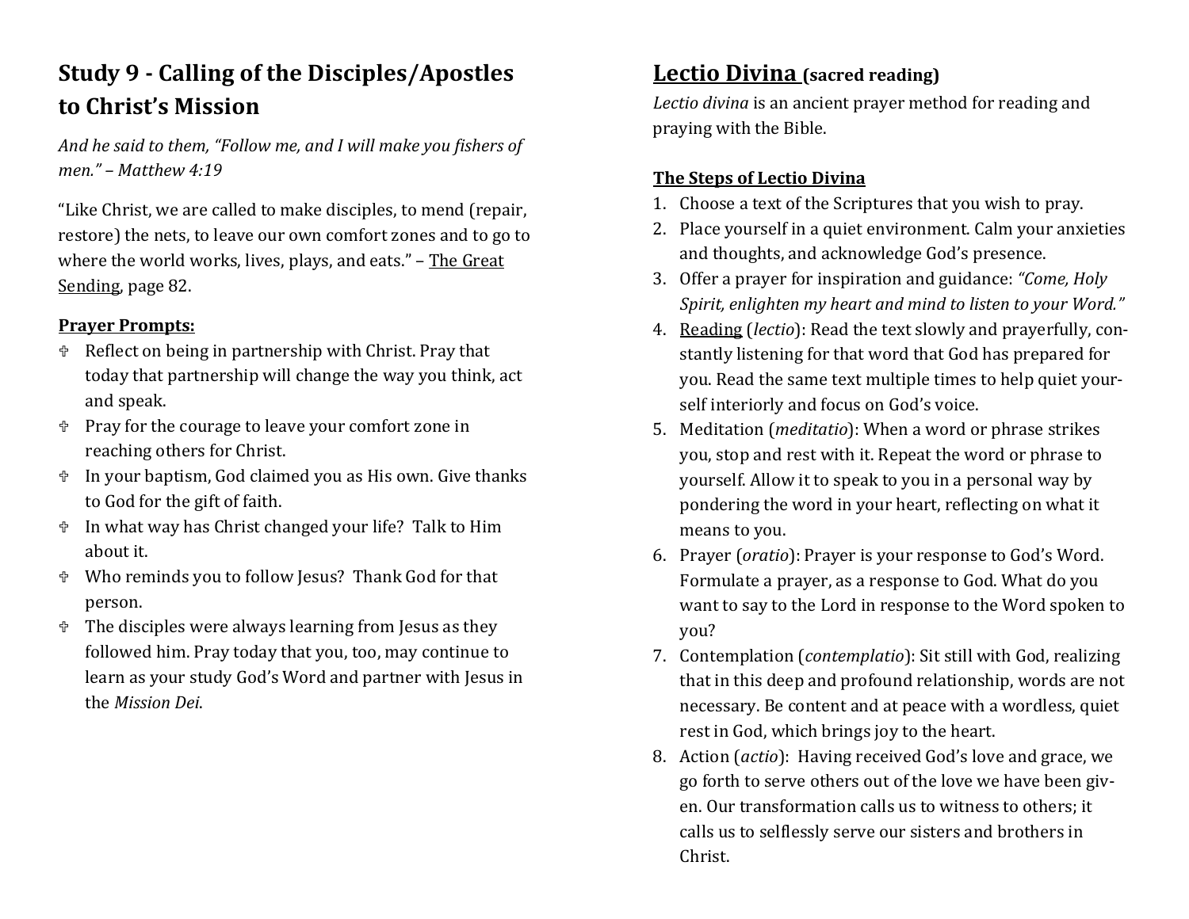## Study 9 - Calling of the Disciples/Apostles to Christ's Mission

*And he said to them, "Follow me, and I will make you fishers of men." – Matthew 4:19*

"Like Christ, we are called to make disciples, to mend (repair, restore) the nets, to leave our own comfort zones and to go to where the world works, lives, plays, and eats." – The Great Sending, page 82.

**Prayer Prompts:**

- ✞ Reflect on being in partnership with Christ. Pray that today that partnership will change the way you think, act and speak.
- ✞ Pray for the courage to leave your comfort zone in reaching others for Christ.
- ✞ In your baptism, God claimed you as His own. Give thanks to God for the gift of faith.
- ✞ In what way has Christ changed your life? Talk to Him about it.
- ✞ Who reminds you to follow Jesus? Thank God for that person.
- ✞ The disciples were always learning from Jesus as they followed him. Pray today that you, too, may continue to learn as your study God's Word and partner with Jesus in the *Mission Dei.*

## Lectio Divina (sacred reading)

*Lectio divina* is an ancient prayer method for reading and praying with the Bible.

**The Steps of Lectio Divina**

1. Choose a text of the Scriptures that you wish to pray.
2. Place yourself in a quiet environment. Calm your anxieties and thoughts, and acknowledge God's presence.
3. Offer a prayer for inspiration and guidance: *"Come, Holy Spirit, enlighten my heart and mind to listen to your Word."*
4. Reading (*lectio*): Read the text slowly and prayerfully, constantly listening for that word that God has prepared for you. Read the same text multiple times to help quiet yourself interiorly and focus on God's voice.
5. Meditation (*meditatio*): When a word or phrase strikes you, stop and rest with it. Repeat the word or phrase to yourself. Allow it to speak to you in a personal way by pondering the word in your heart, reflecting on what it means to you.
6. Prayer (*oratio*): Prayer is your response to God's Word. Formulate a prayer, as a response to God. What do you want to say to the Lord in response to the Word spoken to you?
7. Contemplation (*contemplatio*): Sit still with God, realizing that in this deep and profound relationship, words are not necessary. Be content and at peace with a wordless, quiet rest in God, which brings joy to the heart.
8. Action (*actio*): Having received God's love and grace, we go forth to serve others out of the love we have been given. Our transformation calls us to witness to others; it calls us to selflessly serve our sisters and brothers in Christ.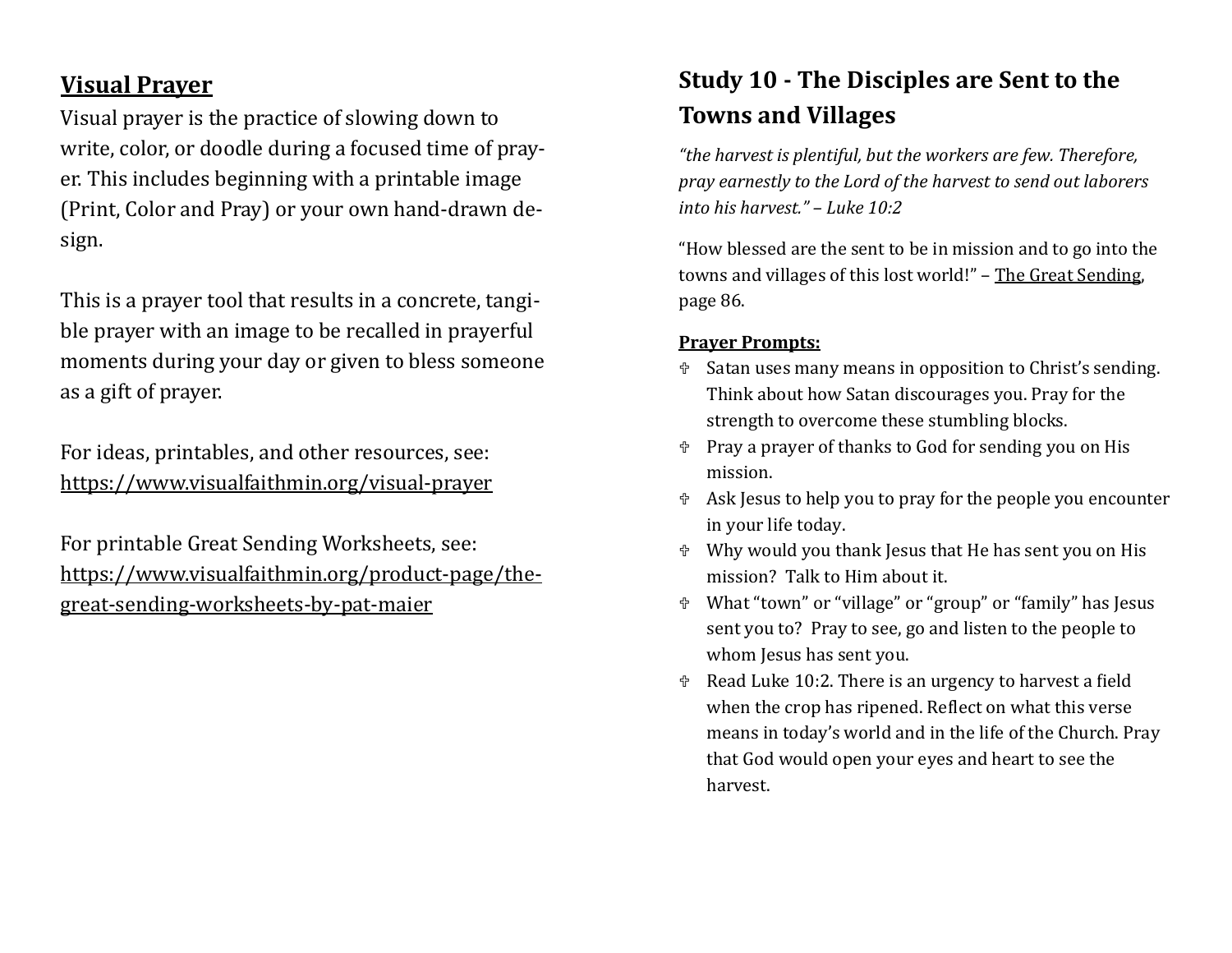## Visual Prayer

Visual prayer is the practice of slowing down to write, color, or doodle during a focused time of prayer. This includes beginning with a printable image (Print, Color and Pray) or your own hand-drawn design.

This is a prayer tool that results in a concrete, tangible prayer with an image to be recalled in prayerful moments during your day or given to bless someone as a gift of prayer.

For ideas, printables, and other resources, see: https://www.visualfaithmin.org/visual-prayer

For printable Great Sending Worksheets, see: https://www.visualfaithmin.org/product-page/the-great-sending-worksheets-by-pat-maier

## Study 10 - The Disciples are Sent to the Towns and Villages

*“the harvest is plentiful, but the workers are few. Therefore, pray earnestly to the Lord of the harvest to send out laborers into his harvest.” – Luke 10:2*

“How blessed are the sent to be in mission and to go into the towns and villages of this lost world!” – The Great Sending, page 86.

**Prayer Prompts:**

- Satan uses many means in opposition to Christ’s sending. Think about how Satan discourages you. Pray for the strength to overcome these stumbling blocks.
- Pray a prayer of thanks to God for sending you on His mission.
- Ask Jesus to help you to pray for the people you encounter in your life today.
- Why would you thank Jesus that He has sent you on His mission? Talk to Him about it.
- What “town” or “village” or “group” or “family” has Jesus sent you to? Pray to see, go and listen to the people to whom Jesus has sent you.
- Read Luke 10:2. There is an urgency to harvest a field when the crop has ripened. Reflect on what this verse means in today’s world and in the life of the Church. Pray that God would open your eyes and heart to see the harvest.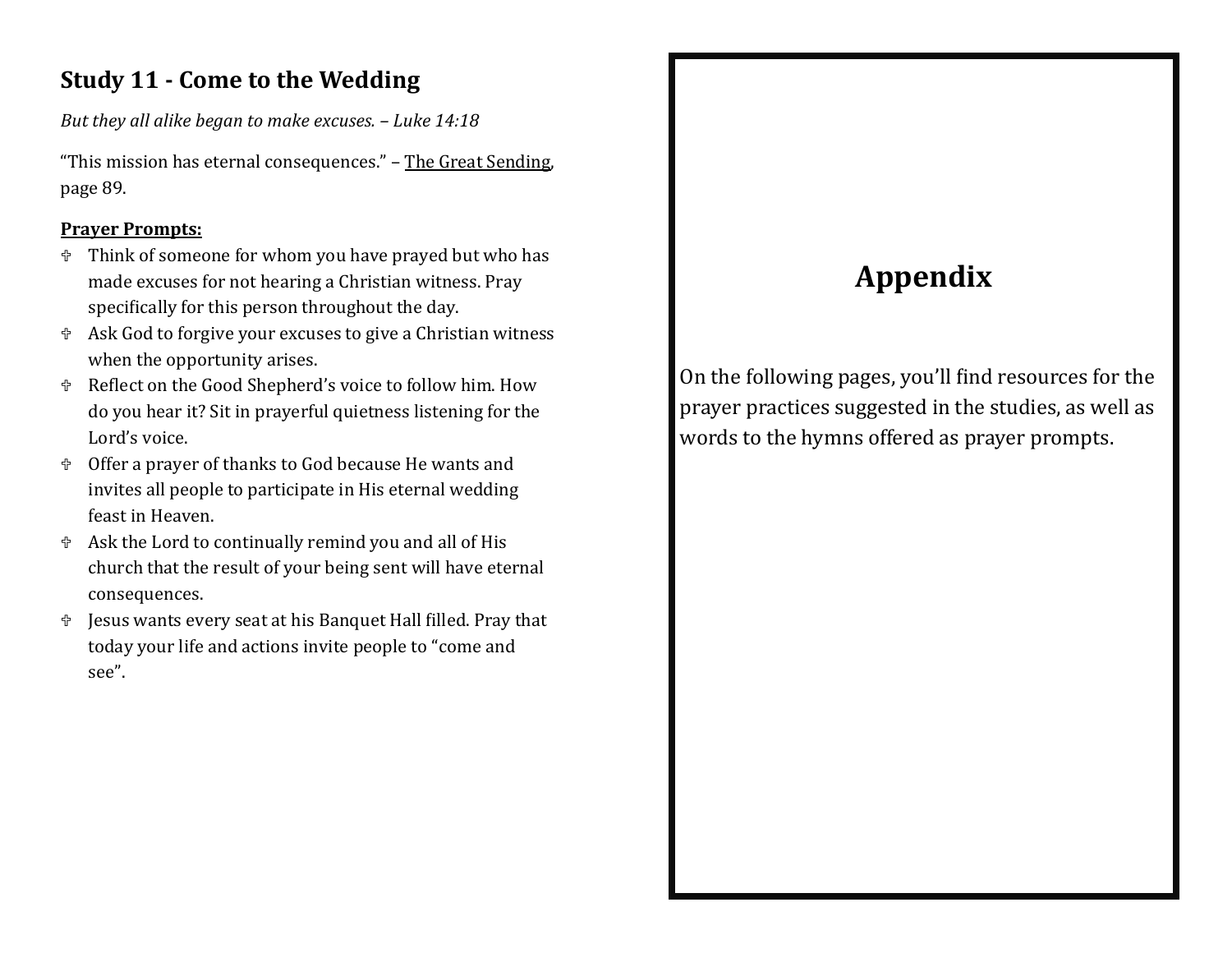## Study 11 - Come to the Wedding

*But they all alike began to make excuses. – Luke 14:18*

"This mission has eternal consequences." – The Great Sending, page 89.

**Prayer Prompts:**

- Think of someone for whom you have prayed but who has made excuses for not hearing a Christian witness. Pray specifically for this person throughout the day.
- Ask God to forgive your excuses to give a Christian witness when the opportunity arises.
- Reflect on the Good Shepherd's voice to follow him. How do you hear it? Sit in prayerful quietness listening for the Lord's voice.
- Offer a prayer of thanks to God because He wants and invites all people to participate in His eternal wedding feast in Heaven.
- Ask the Lord to continually remind you and all of His church that the result of your being sent will have eternal consequences.
- Jesus wants every seat at his Banquet Hall filled. Pray that today your life and actions invite people to "come and see".

# Appendix

On the following pages, you'll find resources for the prayer practices suggested in the studies, as well as words to the hymns offered as prayer prompts.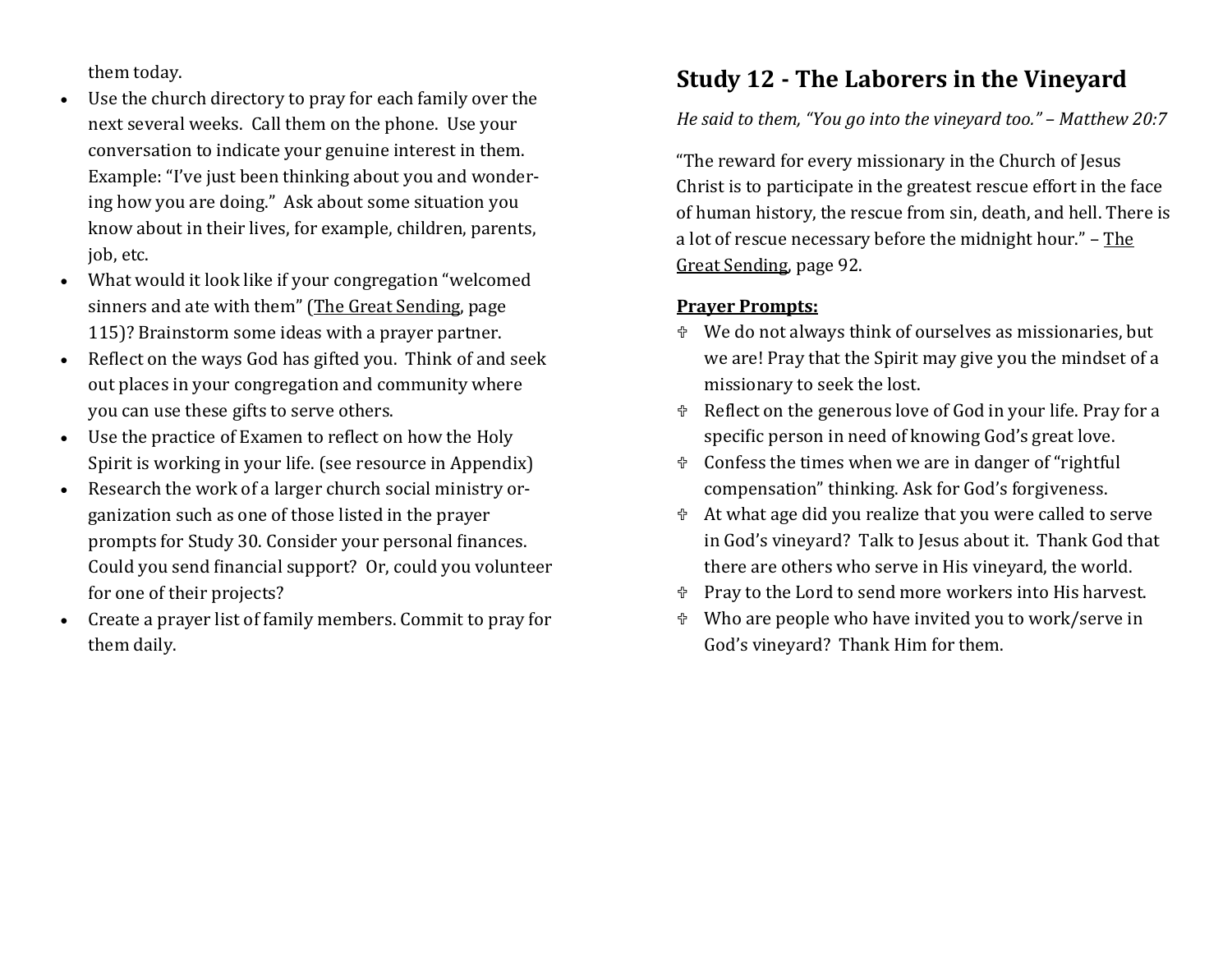them today.

- Use the church directory to pray for each family over the next several weeks. Call them on the phone. Use your conversation to indicate your genuine interest in them. Example: "I've just been thinking about you and wondering how you are doing." Ask about some situation you know about in their lives, for example, children, parents, job, etc.
- What would it look like if your congregation "welcomed sinners and ate with them" (The Great Sending, page 115)? Brainstorm some ideas with a prayer partner.
- Reflect on the ways God has gifted you. Think of and seek out places in your congregation and community where you can use these gifts to serve others.
- Use the practice of Examen to reflect on how the Holy Spirit is working in your life. (see resource in Appendix)
- Research the work of a larger church social ministry organization such as one of those listed in the prayer prompts for Study 30. Consider your personal finances. Could you send financial support? Or, could you volunteer for one of their projects?
- Create a prayer list of family members. Commit to pray for them daily.

## Study 12 - The Laborers in the Vineyard

*He said to them, "You go into the vineyard too." – Matthew 20:7*

"The reward for every missionary in the Church of Jesus Christ is to participate in the greatest rescue effort in the face of human history, the rescue from sin, death, and hell. There is a lot of rescue necessary before the midnight hour." – The Great Sending, page 92.

**Prayer Prompts:**

- ✞ We do not always think of ourselves as missionaries, but we are! Pray that the Spirit may give you the mindset of a missionary to seek the lost.
- ✞ Reflect on the generous love of God in your life. Pray for a specific person in need of knowing God's great love.
- ✞ Confess the times when we are in danger of "rightful compensation" thinking. Ask for God's forgiveness.
- ✞ At what age did you realize that you were called to serve in God's vineyard? Talk to Jesus about it. Thank God that there are others who serve in His vineyard, the world.
- ✞ Pray to the Lord to send more workers into His harvest.
- ✞ Who are people who have invited you to work/serve in God's vineyard? Thank Him for them.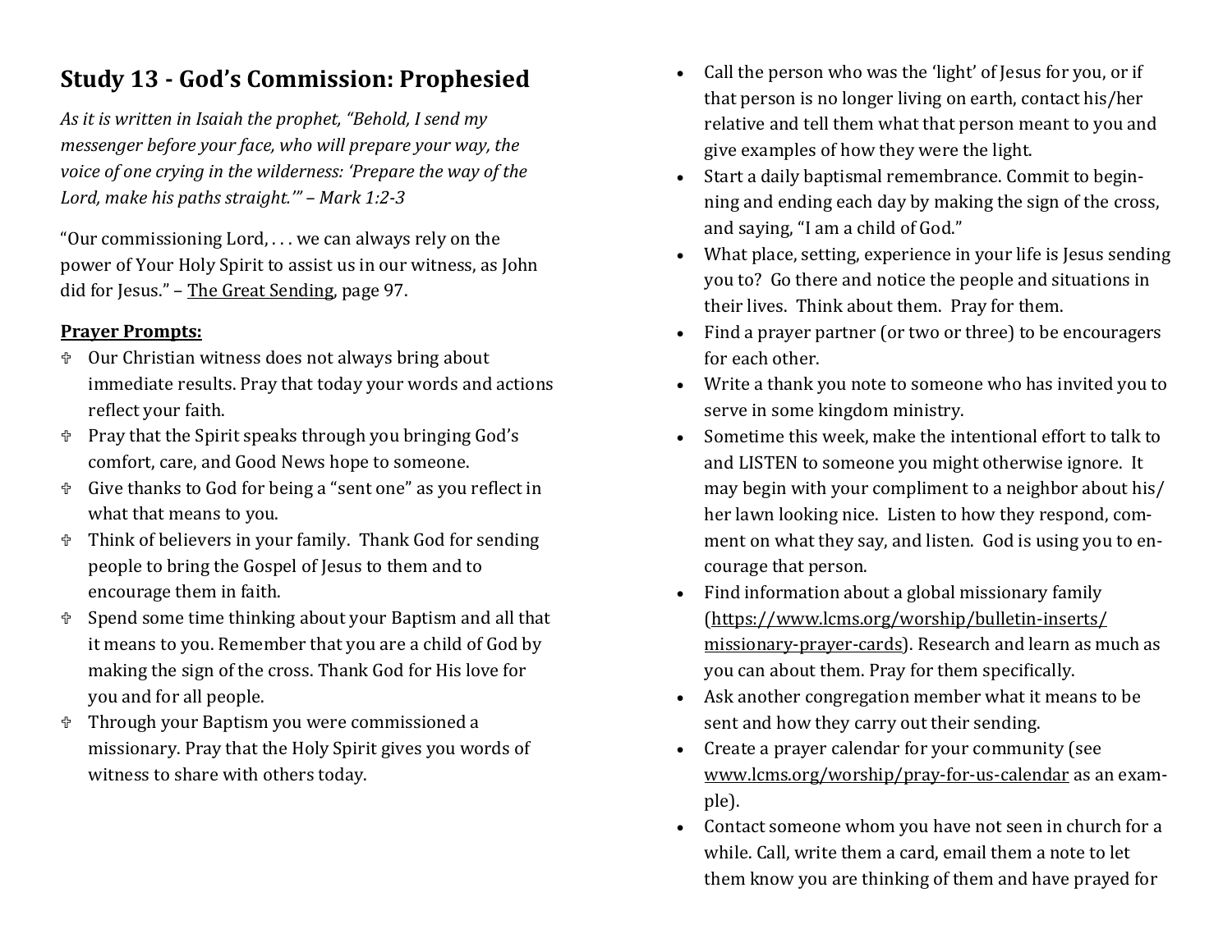## Study 13 - God's Commission: Prophesied

*As it is written in Isaiah the prophet, "Behold, I send my messenger before your face, who will prepare your way, the voice of one crying in the wilderness: 'Prepare the way of the Lord, make his paths straight.'" – Mark 1:2-3*

"Our commissioning Lord, . . . we can always rely on the power of Your Holy Spirit to assist us in our witness, as John did for Jesus." – The Great Sending, page 97.

**Prayer Prompts:**

- Our Christian witness does not always bring about immediate results. Pray that today your words and actions reflect your faith.
- Pray that the Spirit speaks through you bringing God's comfort, care, and Good News hope to someone.
- Give thanks to God for being a "sent one" as you reflect in what that means to you.
- Think of believers in your family. Thank God for sending people to bring the Gospel of Jesus to them and to encourage them in faith.
- Spend some time thinking about your Baptism and all that it means to you. Remember that you are a child of God by making the sign of the cross. Thank God for His love for you and for all people.
- Through your Baptism you were commissioned a missionary. Pray that the Holy Spirit gives you words of witness to share with others today.

- Call the person who was the 'light' of Jesus for you, or if that person is no longer living on earth, contact his/her relative and tell them what that person meant to you and give examples of how they were the light.
- Start a daily baptismal remembrance. Commit to beginning and ending each day by making the sign of the cross, and saying, "I am a child of God."
- What place, setting, experience in your life is Jesus sending you to? Go there and notice the people and situations in their lives. Think about them. Pray for them.
- Find a prayer partner (or two or three) to be encouragers for each other.
- Write a thank you note to someone who has invited you to serve in some kingdom ministry.
- Sometime this week, make the intentional effort to talk to and LISTEN to someone you might otherwise ignore. It may begin with your compliment to a neighbor about his/her lawn looking nice. Listen to how they respond, comment on what they say, and listen. God is using you to encourage that person.
- Find information about a global missionary family (https://www.lcms.org/worship/bulletin-inserts/missionary-prayer-cards). Research and learn as much as you can about them. Pray for them specifically.
- Ask another congregation member what it means to be sent and how they carry out their sending.
- Create a prayer calendar for your community (see www.lcms.org/worship/pray-for-us-calendar as an example).
- Contact someone whom you have not seen in church for a while. Call, write them a card, email them a note to let them know you are thinking of them and have prayed for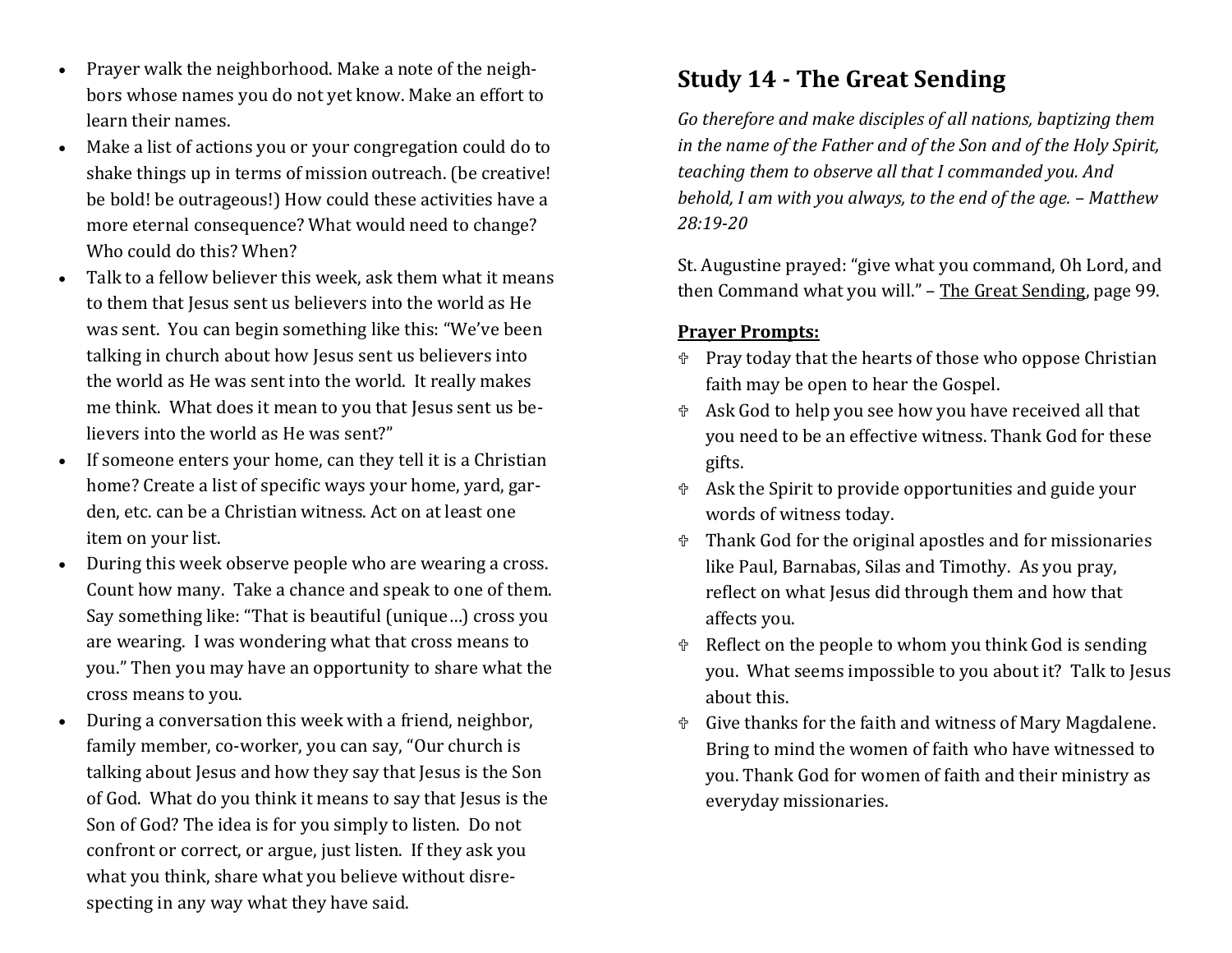- Prayer walk the neighborhood. Make a note of the neighbors whose names you do not yet know. Make an effort to learn their names.
- Make a list of actions you or your congregation could do to shake things up in terms of mission outreach. (be creative! be bold! be outrageous!) How could these activities have a more eternal consequence? What would need to change? Who could do this? When?
- Talk to a fellow believer this week, ask them what it means to them that Jesus sent us believers into the world as He was sent. You can begin something like this: "We've been talking in church about how Jesus sent us believers into the world as He was sent into the world. It really makes me think. What does it mean to you that Jesus sent us believers into the world as He was sent?"
- If someone enters your home, can they tell it is a Christian home? Create a list of specific ways your home, yard, garden, etc. can be a Christian witness. Act on at least one item on your list.
- During this week observe people who are wearing a cross. Count how many. Take a chance and speak to one of them. Say something like: "That is beautiful (unique…) cross you are wearing. I was wondering what that cross means to you." Then you may have an opportunity to share what the cross means to you.
- During a conversation this week with a friend, neighbor, family member, co-worker, you can say, "Our church is talking about Jesus and how they say that Jesus is the Son of God. What do you think it means to say that Jesus is the Son of God? The idea is for you simply to listen. Do not confront or correct, or argue, just listen. If they ask you what you think, share what you believe without disrespecting in any way what they have said.

## Study 14 - The Great Sending

*Go therefore and make disciples of all nations, baptizing them in the name of the Father and of the Son and of the Holy Spirit, teaching them to observe all that I commanded you. And behold, I am with you always, to the end of the age. – Matthew 28:19-20*

St. Augustine prayed: "give what you command, Oh Lord, and then Command what you will." – The Great Sending, page 99.

**Prayer Prompts:**

- ✞ Pray today that the hearts of those who oppose Christian faith may be open to hear the Gospel.
- ✞ Ask God to help you see how you have received all that you need to be an effective witness. Thank God for these gifts.
- ✞ Ask the Spirit to provide opportunities and guide your words of witness today.
- ✞ Thank God for the original apostles and for missionaries like Paul, Barnabas, Silas and Timothy. As you pray, reflect on what Jesus did through them and how that affects you.
- ✞ Reflect on the people to whom you think God is sending you. What seems impossible to you about it? Talk to Jesus about this.
- ✞ Give thanks for the faith and witness of Mary Magdalene. Bring to mind the women of faith who have witnessed to you. Thank God for women of faith and their ministry as everyday missionaries.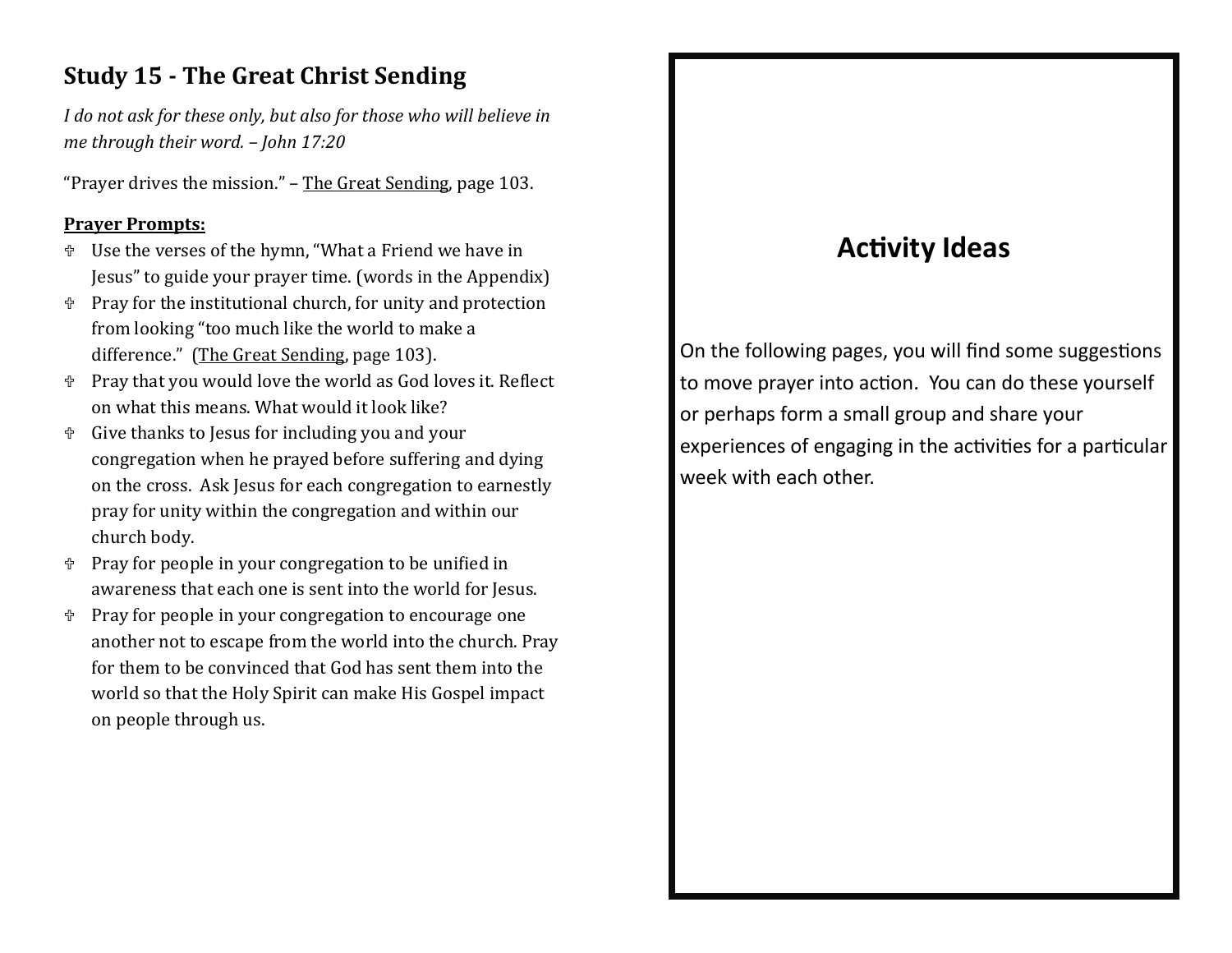## Study 15 - The Great Christ Sending

*I do not ask for these only, but also for those who will believe in me through their word. – John 17:20*

“Prayer drives the mission.” – The Great Sending, page 103.

**Prayer Prompts:**

- Use the verses of the hymn, “What a Friend we have in Jesus” to guide your prayer time. (words in the Appendix)
- Pray for the institutional church, for unity and protection from looking “too much like the world to make a difference.” (The Great Sending, page 103).
- Pray that you would love the world as God loves it. Reflect on what this means. What would it look like?
- Give thanks to Jesus for including you and your congregation when he prayed before suffering and dying on the cross. Ask Jesus for each congregation to earnestly pray for unity within the congregation and within our church body.
- Pray for people in your congregation to be unified in awareness that each one is sent into the world for Jesus.
- Pray for people in your congregation to encourage one another not to escape from the world into the church. Pray for them to be convinced that God has sent them into the world so that the Holy Spirit can make His Gospel impact on people through us.

## Activity Ideas

On the following pages, you will find some suggestions to move prayer into action. You can do these yourself or perhaps form a small group and share your experiences of engaging in the activities for a particular week with each other.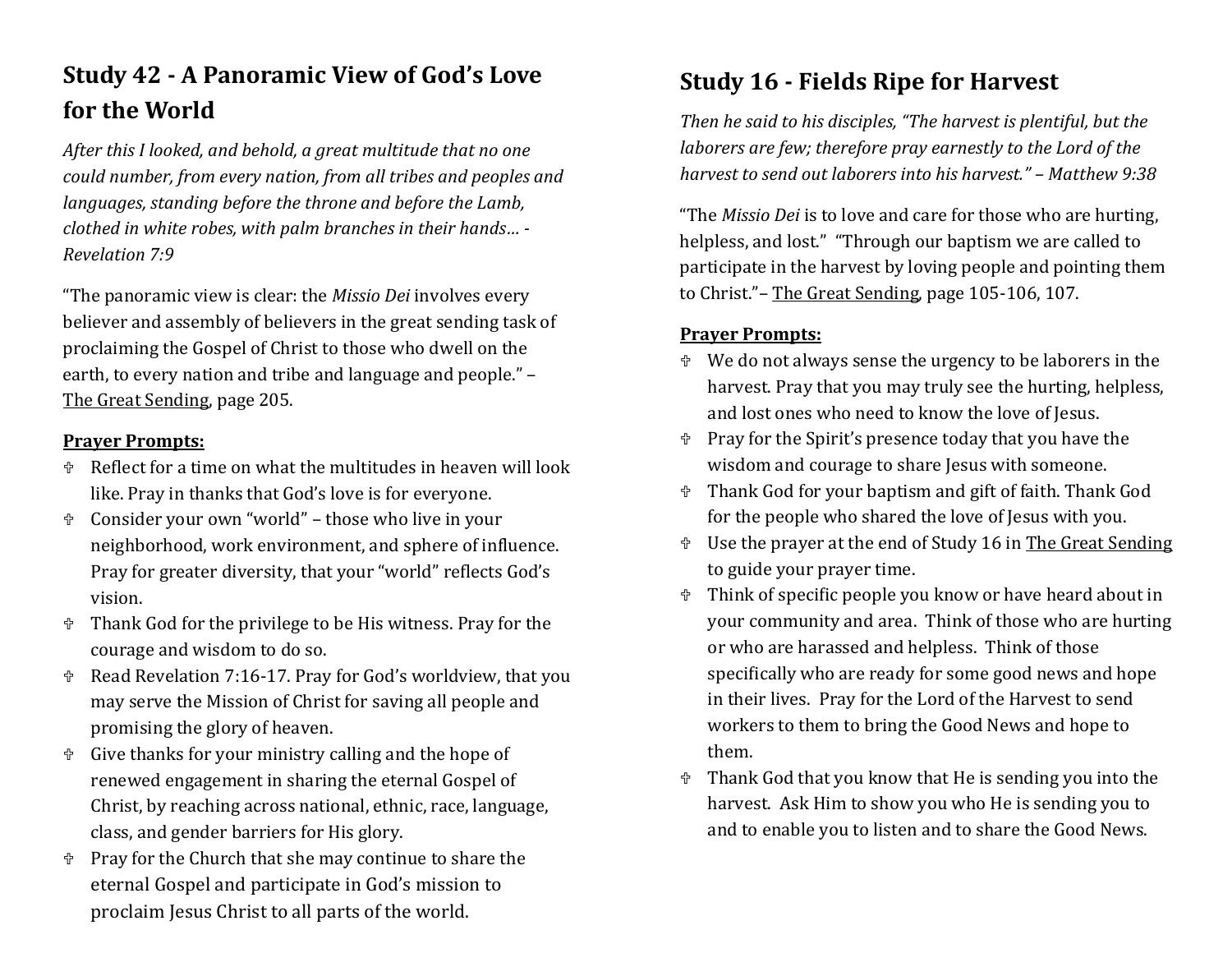## Study 42 - A Panoramic View of God's Love for the World

*After this I looked, and behold, a great multitude that no one could number, from every nation, from all tribes and peoples and languages, standing before the throne and before the Lamb, clothed in white robes, with palm branches in their hands… - Revelation 7:9*

"The panoramic view is clear: the *Missio Dei* involves every believer and assembly of believers in the great sending task of proclaiming the Gospel of Christ to those who dwell on the earth, to every nation and tribe and language and people." – The Great Sending, page 205.

**Prayer Prompts:**

- Reflect for a time on what the multitudes in heaven will look like. Pray in thanks that God's love is for everyone.
- Consider your own "world" – those who live in your neighborhood, work environment, and sphere of influence. Pray for greater diversity, that your "world" reflects God's vision.
- Thank God for the privilege to be His witness. Pray for the courage and wisdom to do so.
- Read Revelation 7:16-17. Pray for God's worldview, that you may serve the Mission of Christ for saving all people and promising the glory of heaven.
- Give thanks for your ministry calling and the hope of renewed engagement in sharing the eternal Gospel of Christ, by reaching across national, ethnic, race, language, class, and gender barriers for His glory.
- Pray for the Church that she may continue to share the eternal Gospel and participate in God's mission to proclaim Jesus Christ to all parts of the world.

## Study 16 - Fields Ripe for Harvest

*Then he said to his disciples, "The harvest is plentiful, but the laborers are few; therefore pray earnestly to the Lord of the harvest to send out laborers into his harvest." – Matthew 9:38*

"The *Missio Dei* is to love and care for those who are hurting, helpless, and lost." "Through our baptism we are called to participate in the harvest by loving people and pointing them to Christ."– The Great Sending, page 105-106, 107.

**Prayer Prompts:**

- We do not always sense the urgency to be laborers in the harvest. Pray that you may truly see the hurting, helpless, and lost ones who need to know the love of Jesus.
- Pray for the Spirit's presence today that you have the wisdom and courage to share Jesus with someone.
- Thank God for your baptism and gift of faith. Thank God for the people who shared the love of Jesus with you.
- Use the prayer at the end of Study 16 in The Great Sending to guide your prayer time.
- Think of specific people you know or have heard about in your community and area. Think of those who are hurting or who are harassed and helpless. Think of those specifically who are ready for some good news and hope in their lives. Pray for the Lord of the Harvest to send workers to them to bring the Good News and hope to them.
- Thank God that you know that He is sending you into the harvest. Ask Him to show you who He is sending you to and to enable you to listen and to share the Good News.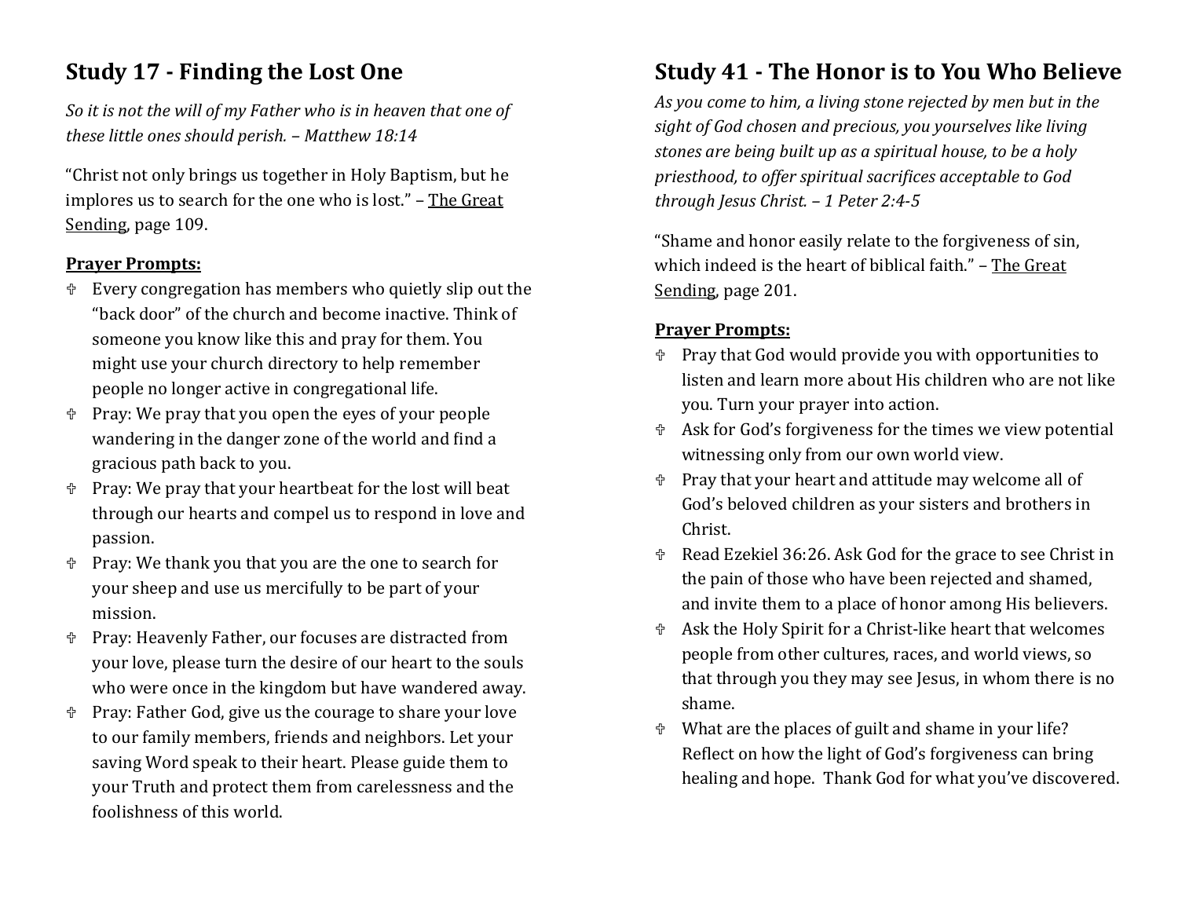## Study 17 - Finding the Lost One

*So it is not the will of my Father who is in heaven that one of these little ones should perish. – Matthew 18:14*

"Christ not only brings us together in Holy Baptism, but he implores us to search for the one who is lost." – The Great Sending, page 109.

**Prayer Prompts:**

- Every congregation has members who quietly slip out the "back door" of the church and become inactive. Think of someone you know like this and pray for them. You might use your church directory to help remember people no longer active in congregational life.
- Pray: We pray that you open the eyes of your people wandering in the danger zone of the world and find a gracious path back to you.
- Pray: We pray that your heartbeat for the lost will beat through our hearts and compel us to respond in love and passion.
- Pray: We thank you that you are the one to search for your sheep and use us mercifully to be part of your mission.
- Pray: Heavenly Father, our focuses are distracted from your love, please turn the desire of our heart to the souls who were once in the kingdom but have wandered away.
- Pray: Father God, give us the courage to share your love to our family members, friends and neighbors. Let your saving Word speak to their heart. Please guide them to your Truth and protect them from carelessness and the foolishness of this world.

## Study 41 - The Honor is to You Who Believe

*As you come to him, a living stone rejected by men but in the sight of God chosen and precious, you yourselves like living stones are being built up as a spiritual house, to be a holy priesthood, to offer spiritual sacrifices acceptable to God through Jesus Christ. – 1 Peter 2:4-5*

"Shame and honor easily relate to the forgiveness of sin, which indeed is the heart of biblical faith." – The Great Sending, page 201.

**Prayer Prompts:**

- Pray that God would provide you with opportunities to listen and learn more about His children who are not like you. Turn your prayer into action.
- Ask for God's forgiveness for the times we view potential witnessing only from our own world view.
- Pray that your heart and attitude may welcome all of God's beloved children as your sisters and brothers in Christ.
- Read Ezekiel 36:26. Ask God for the grace to see Christ in the pain of those who have been rejected and shamed, and invite them to a place of honor among His believers.
- Ask the Holy Spirit for a Christ-like heart that welcomes people from other cultures, races, and world views, so that through you they may see Jesus, in whom there is no shame.
- What are the places of guilt and shame in your life? Reflect on how the light of God's forgiveness can bring healing and hope. Thank God for what you've discovered.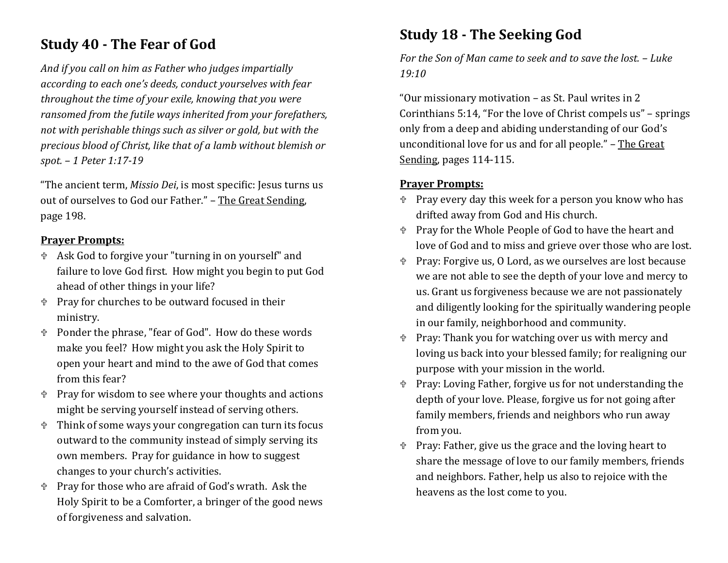## Study 40 - The Fear of God

*And if you call on him as Father who judges impartially according to each one's deeds, conduct yourselves with fear throughout the time of your exile, knowing that you were ransomed from the futile ways inherited from your forefathers, not with perishable things such as silver or gold, but with the precious blood of Christ, like that of a lamb without blemish or spot. – 1 Peter 1:17-19*

"The ancient term, *Missio Dei*, is most specific: Jesus turns us out of ourselves to God our Father." – The Great Sending, page 198.

**Prayer Prompts:**

- Ask God to forgive your "turning in on yourself" and failure to love God first. How might you begin to put God ahead of other things in your life?
- Pray for churches to be outward focused in their ministry.
- Ponder the phrase, "fear of God". How do these words make you feel? How might you ask the Holy Spirit to open your heart and mind to the awe of God that comes from this fear?
- Pray for wisdom to see where your thoughts and actions might be serving yourself instead of serving others.
- Think of some ways your congregation can turn its focus outward to the community instead of simply serving its own members. Pray for guidance in how to suggest changes to your church's activities.
- Pray for those who are afraid of God's wrath. Ask the Holy Spirit to be a Comforter, a bringer of the good news of forgiveness and salvation.

## Study 18 - The Seeking God

*For the Son of Man came to seek and to save the lost. – Luke 19:10*

"Our missionary motivation – as St. Paul writes in 2 Corinthians 5:14, "For the love of Christ compels us" – springs only from a deep and abiding understanding of our God's unconditional love for us and for all people." – The Great Sending, pages 114-115.

**Prayer Prompts:**

- Pray every day this week for a person you know who has drifted away from God and His church.
- Pray for the Whole People of God to have the heart and love of God and to miss and grieve over those who are lost.
- Pray: Forgive us, O Lord, as we ourselves are lost because we are not able to see the depth of your love and mercy to us. Grant us forgiveness because we are not passionately and diligently looking for the spiritually wandering people in our family, neighborhood and community.
- Pray: Thank you for watching over us with mercy and loving us back into your blessed family; for realigning our purpose with your mission in the world.
- Pray: Loving Father, forgive us for not understanding the depth of your love. Please, forgive us for not going after family members, friends and neighbors who run away from you.
- Pray: Father, give us the grace and the loving heart to share the message of love to our family members, friends and neighbors. Father, help us also to rejoice with the heavens as the lost come to you.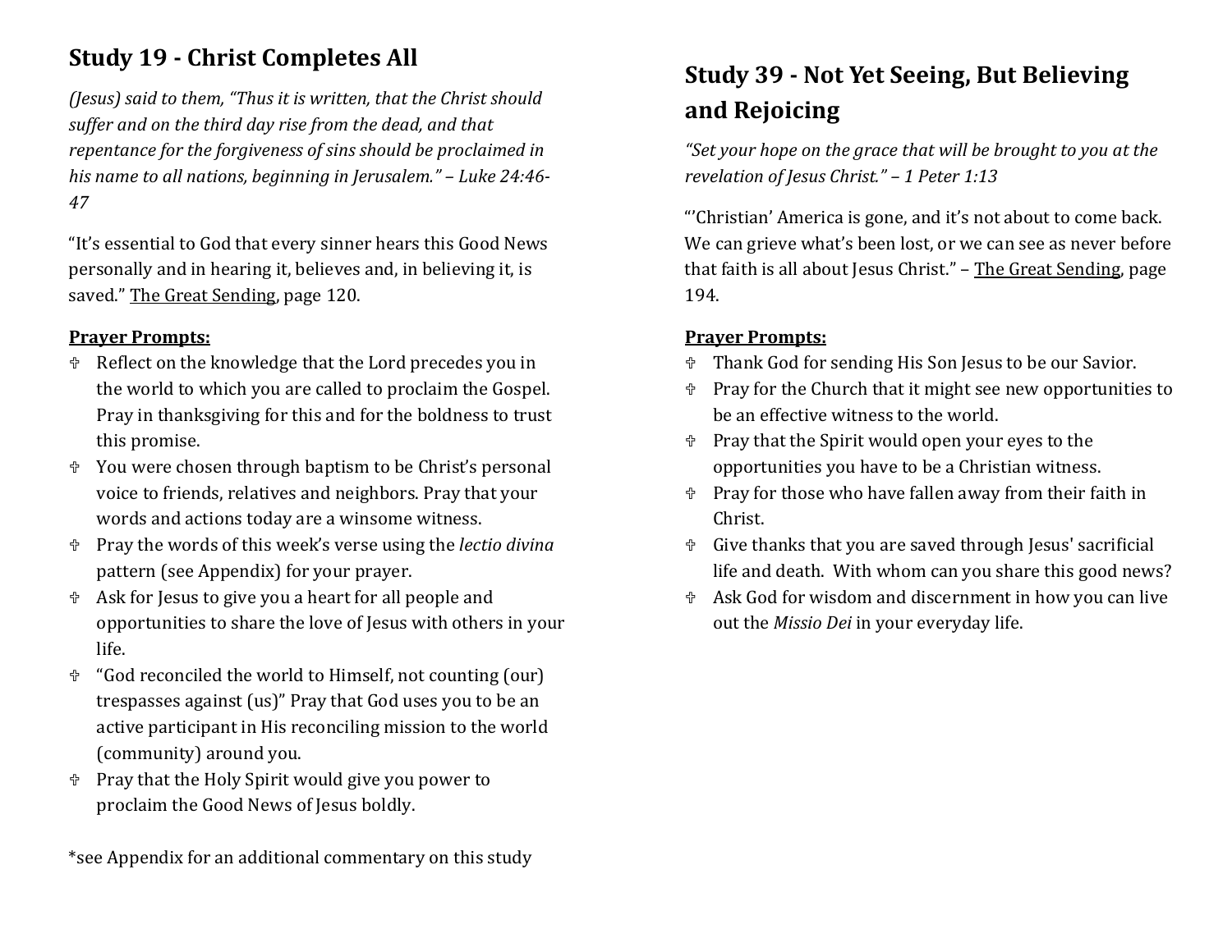## Study 19 - Christ Completes All

*(Jesus) said to them, "Thus it is written, that the Christ should suffer and on the third day rise from the dead, and that repentance for the forgiveness of sins should be proclaimed in his name to all nations, beginning in Jerusalem." – Luke 24:46-47*

"It's essential to God that every sinner hears this Good News personally and in hearing it, believes and, in believing it, is saved." The Great Sending, page 120.

**Prayer Prompts:**

- ♱ Reflect on the knowledge that the Lord precedes you in the world to which you are called to proclaim the Gospel. Pray in thanksgiving for this and for the boldness to trust this promise.
- ♱ You were chosen through baptism to be Christ's personal voice to friends, relatives and neighbors. Pray that your words and actions today are a winsome witness.
- ♱ Pray the words of this week's verse using the *lectio divina* pattern (see Appendix) for your prayer.
- ♱ Ask for Jesus to give you a heart for all people and opportunities to share the love of Jesus with others in your life.
- ♱ "God reconciled the world to Himself, not counting (our) trespasses against (us)" Pray that God uses you to be an active participant in His reconciling mission to the world (community) around you.
- ♱ Pray that the Holy Spirit would give you power to proclaim the Good News of Jesus boldly.

*see Appendix for an additional commentary on this study

## Study 39 - Not Yet Seeing, But Believing and Rejoicing

*"Set your hope on the grace that will be brought to you at the revelation of Jesus Christ." – 1 Peter 1:13*

"'Christian' America is gone, and it's not about to come back. We can grieve what's been lost, or we can see as never before that faith is all about Jesus Christ." – The Great Sending, page 194.

**Prayer Prompts:**

- ♱ Thank God for sending His Son Jesus to be our Savior.
- ♱ Pray for the Church that it might see new opportunities to be an effective witness to the world.
- ♱ Pray that the Spirit would open your eyes to the opportunities you have to be a Christian witness.
- ♱ Pray for those who have fallen away from their faith in Christ.
- ♱ Give thanks that you are saved through Jesus' sacrificial life and death. With whom can you share this good news?
- ♱ Ask God for wisdom and discernment in how you can live out the *Missio Dei* in your everyday life.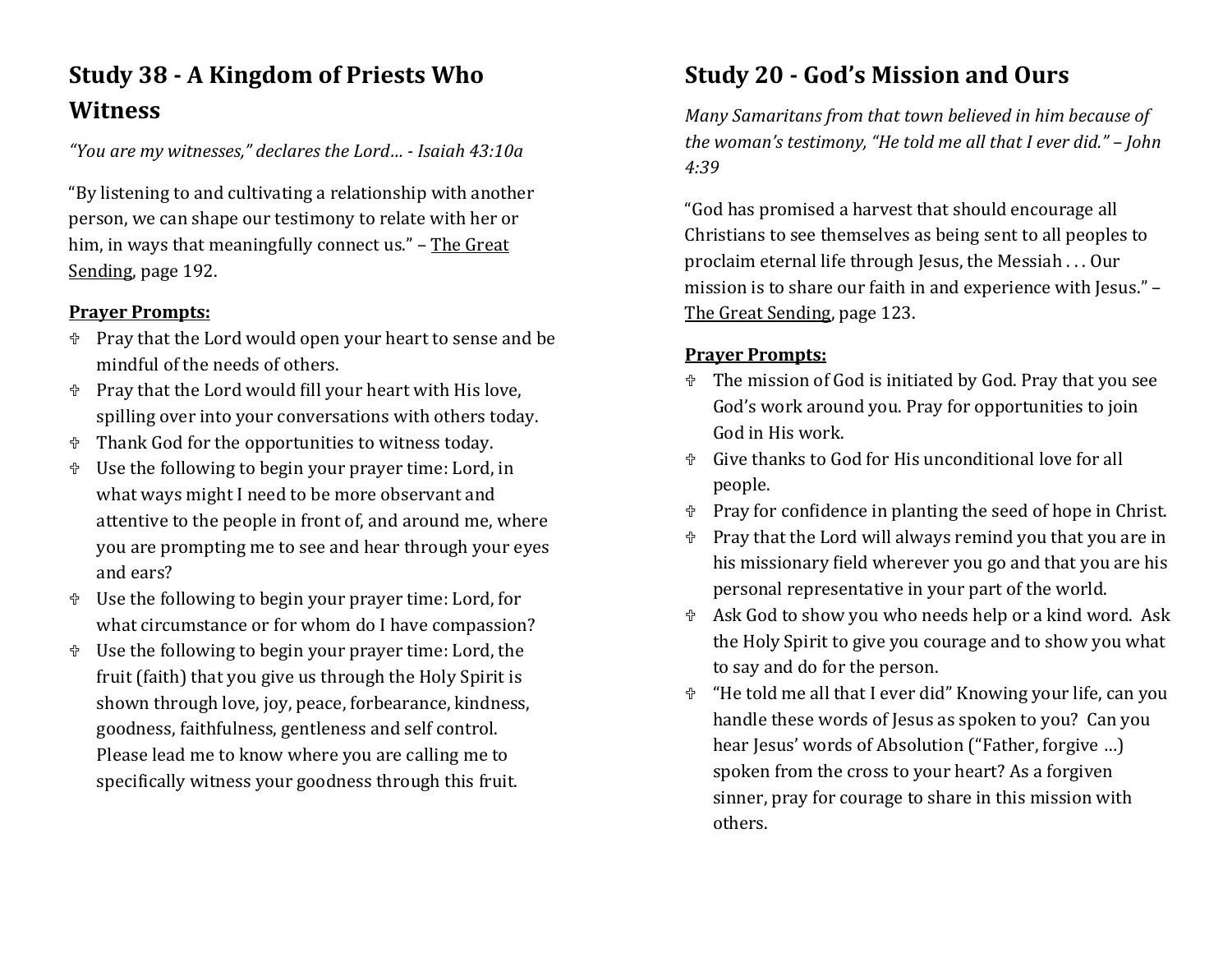## Study 38 - A Kingdom of Priests Who Witness

*"You are my witnesses," declares the Lord… - Isaiah 43:10a*

"By listening to and cultivating a relationship with another person, we can shape our testimony to relate with her or him, in ways that meaningfully connect us." – The Great Sending, page 192.

**Prayer Prompts:**

- Pray that the Lord would open your heart to sense and be mindful of the needs of others.
- Pray that the Lord would fill your heart with His love, spilling over into your conversations with others today.
- Thank God for the opportunities to witness today.
- Use the following to begin your prayer time: Lord, in what ways might I need to be more observant and attentive to the people in front of, and around me, where you are prompting me to see and hear through your eyes and ears?
- Use the following to begin your prayer time: Lord, for what circumstance or for whom do I have compassion?
- Use the following to begin your prayer time: Lord, the fruit (faith) that you give us through the Holy Spirit is shown through love, joy, peace, forbearance, kindness, goodness, faithfulness, gentleness and self control. Please lead me to know where you are calling me to specifically witness your goodness through this fruit.

## Study 20 - God's Mission and Ours

*Many Samaritans from that town believed in him because of the woman's testimony, "He told me all that I ever did." – John 4:39*

"God has promised a harvest that should encourage all Christians to see themselves as being sent to all peoples to proclaim eternal life through Jesus, the Messiah . . . Our mission is to share our faith in and experience with Jesus." – The Great Sending, page 123.

**Prayer Prompts:**

- The mission of God is initiated by God. Pray that you see God's work around you. Pray for opportunities to join God in His work.
- Give thanks to God for His unconditional love for all people.
- Pray for confidence in planting the seed of hope in Christ.
- Pray that the Lord will always remind you that you are in his missionary field wherever you go and that you are his personal representative in your part of the world.
- Ask God to show you who needs help or a kind word. Ask the Holy Spirit to give you courage and to show you what to say and do for the person.
- "He told me all that I ever did" Knowing your life, can you handle these words of Jesus as spoken to you? Can you hear Jesus' words of Absolution ("Father, forgive …) spoken from the cross to your heart? As a forgiven sinner, pray for courage to share in this mission with others.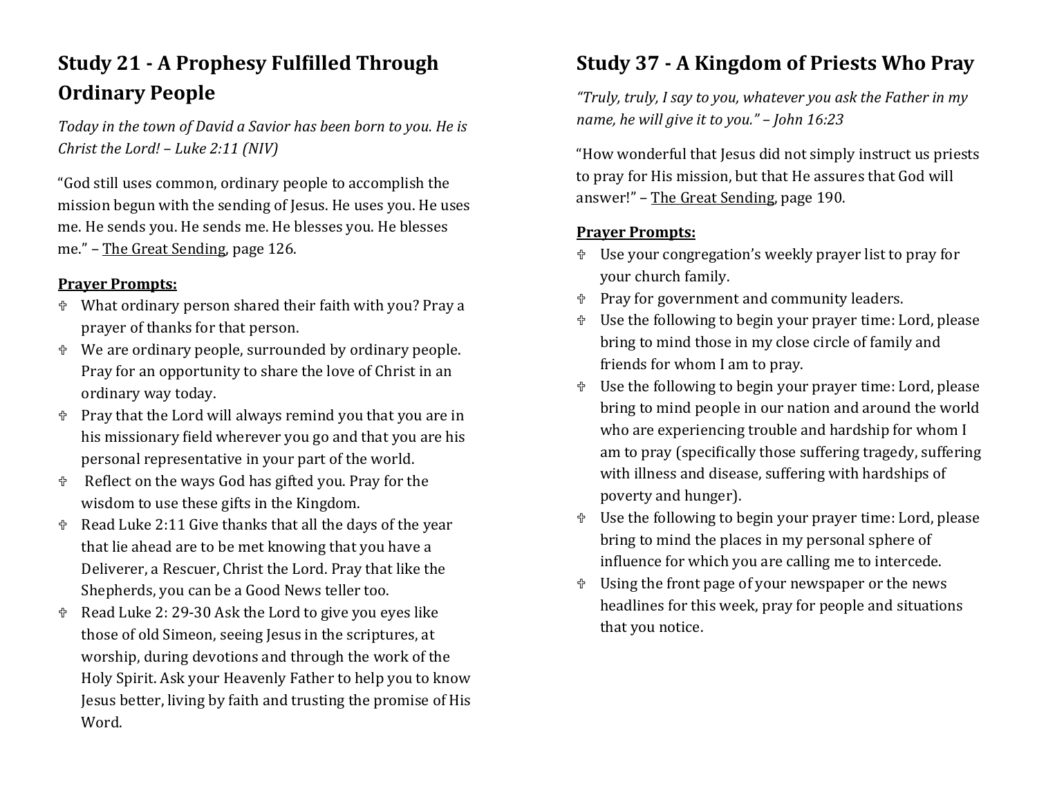## Study 21 - A Prophesy Fulfilled Through Ordinary People

*Today in the town of David a Savior has been born to you. He is Christ the Lord! – Luke 2:11 (NIV)*

"God still uses common, ordinary people to accomplish the mission begun with the sending of Jesus. He uses you. He uses me. He sends you. He sends me. He blesses you. He blesses me." – The Great Sending, page 126.

**Prayer Prompts:**

- What ordinary person shared their faith with you? Pray a prayer of thanks for that person.
- We are ordinary people, surrounded by ordinary people. Pray for an opportunity to share the love of Christ in an ordinary way today.
- Pray that the Lord will always remind you that you are in his missionary field wherever you go and that you are his personal representative in your part of the world.
- Reflect on the ways God has gifted you. Pray for the wisdom to use these gifts in the Kingdom.
- Read Luke 2:11 Give thanks that all the days of the year that lie ahead are to be met knowing that you have a Deliverer, a Rescuer, Christ the Lord. Pray that like the Shepherds, you can be a Good News teller too.
- Read Luke 2: 29-30 Ask the Lord to give you eyes like those of old Simeon, seeing Jesus in the scriptures, at worship, during devotions and through the work of the Holy Spirit. Ask your Heavenly Father to help you to know Jesus better, living by faith and trusting the promise of His Word.

## Study 37 - A Kingdom of Priests Who Pray

*"Truly, truly, I say to you, whatever you ask the Father in my name, he will give it to you." – John 16:23*

"How wonderful that Jesus did not simply instruct us priests to pray for His mission, but that He assures that God will answer!" – The Great Sending, page 190.

**Prayer Prompts:**

- Use your congregation's weekly prayer list to pray for your church family.
- Pray for government and community leaders.
- Use the following to begin your prayer time: Lord, please bring to mind those in my close circle of family and friends for whom I am to pray.
- Use the following to begin your prayer time: Lord, please bring to mind people in our nation and around the world who are experiencing trouble and hardship for whom I am to pray (specifically those suffering tragedy, suffering with illness and disease, suffering with hardships of poverty and hunger).
- Use the following to begin your prayer time: Lord, please bring to mind the places in my personal sphere of influence for which you are calling me to intercede.
- Using the front page of your newspaper or the news headlines for this week, pray for people and situations that you notice.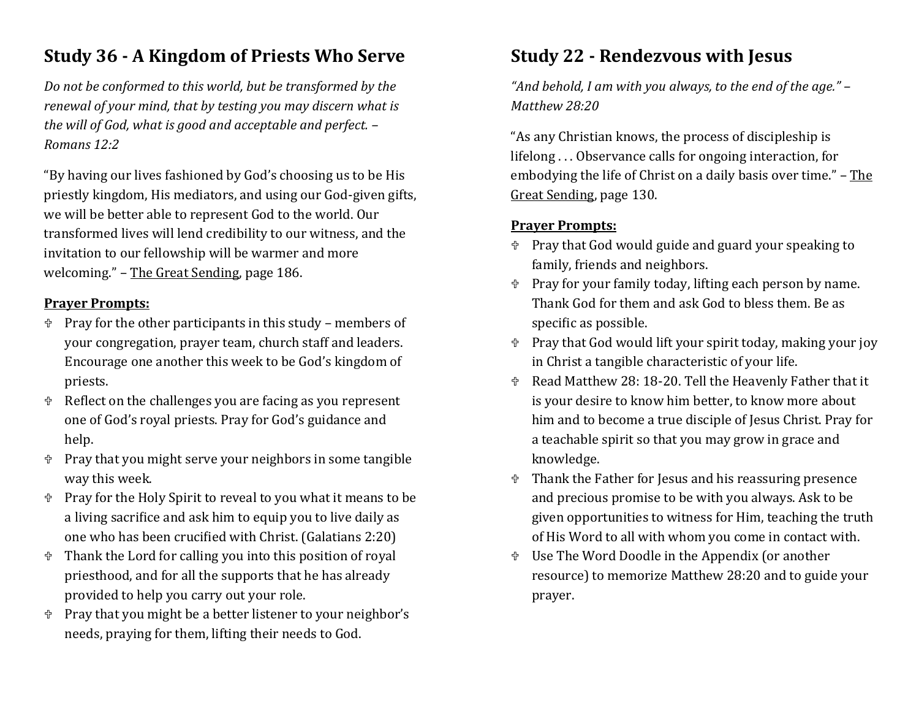## Study 36 - A Kingdom of Priests Who Serve

*Do not be conformed to this world, but be transformed by the renewal of your mind, that by testing you may discern what is the will of God, what is good and acceptable and perfect. – Romans 12:2*

"By having our lives fashioned by God's choosing us to be His priestly kingdom, His mediators, and using our God-given gifts, we will be better able to represent God to the world. Our transformed lives will lend credibility to our witness, and the invitation to our fellowship will be warmer and more welcoming." – The Great Sending, page 186.

**Prayer Prompts:**

- ♰ Pray for the other participants in this study – members of your congregation, prayer team, church staff and leaders. Encourage one another this week to be God's kingdom of priests.
- ♰ Reflect on the challenges you are facing as you represent one of God's royal priests. Pray for God's guidance and help.
- ♰ Pray that you might serve your neighbors in some tangible way this week.
- ♰ Pray for the Holy Spirit to reveal to you what it means to be a living sacrifice and ask him to equip you to live daily as one who has been crucified with Christ. (Galatians 2:20)
- ♰ Thank the Lord for calling you into this position of royal priesthood, and for all the supports that he has already provided to help you carry out your role.
- ♰ Pray that you might be a better listener to your neighbor's needs, praying for them, lifting their needs to God.

## Study 22 - Rendezvous with Jesus

*"And behold, I am with you always, to the end of the age." – Matthew 28:20*

"As any Christian knows, the process of discipleship is lifelong . . . Observance calls for ongoing interaction, for embodying the life of Christ on a daily basis over time." – The Great Sending, page 130.

**Prayer Prompts:**

- ♰ Pray that God would guide and guard your speaking to family, friends and neighbors.
- ♰ Pray for your family today, lifting each person by name. Thank God for them and ask God to bless them. Be as specific as possible.
- ♰ Pray that God would lift your spirit today, making your joy in Christ a tangible characteristic of your life.
- ♰ Read Matthew 28: 18-20. Tell the Heavenly Father that it is your desire to know him better, to know more about him and to become a true disciple of Jesus Christ. Pray for a teachable spirit so that you may grow in grace and knowledge.
- ♰ Thank the Father for Jesus and his reassuring presence and precious promise to be with you always. Ask to be given opportunities to witness for Him, teaching the truth of His Word to all with whom you come in contact with.
- ♰ Use The Word Doodle in the Appendix (or another resource) to memorize Matthew 28:20 and to guide your prayer.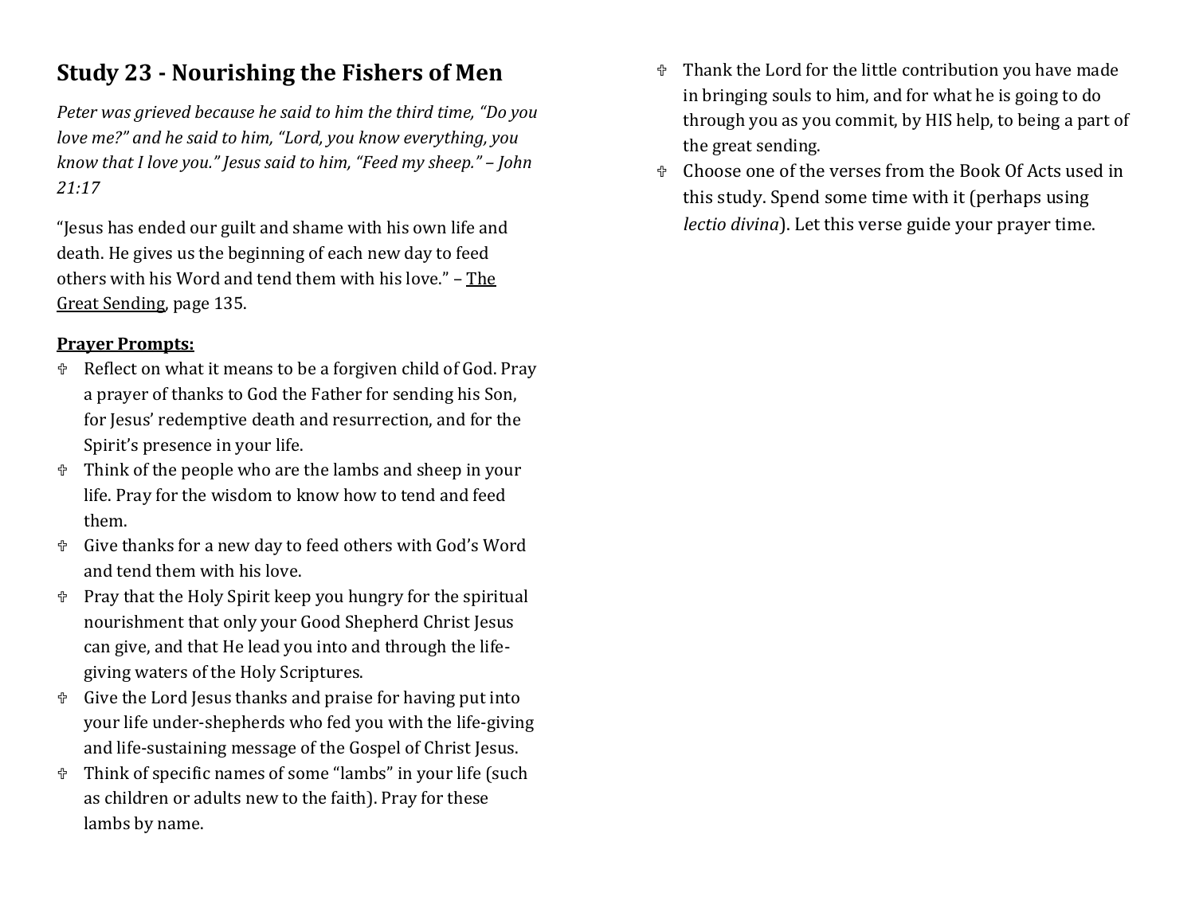## Study 23 - Nourishing the Fishers of Men

*Peter was grieved because he said to him the third time, "Do you love me?" and he said to him, "Lord, you know everything, you know that I love you." Jesus said to him, "Feed my sheep." – John 21:17*

"Jesus has ended our guilt and shame with his own life and death. He gives us the beginning of each new day to feed others with his Word and tend them with his love." – The Great Sending, page 135.

**Prayer Prompts:**

- Reflect on what it means to be a forgiven child of God. Pray a prayer of thanks to God the Father for sending his Son, for Jesus' redemptive death and resurrection, and for the Spirit's presence in your life.
- Think of the people who are the lambs and sheep in your life. Pray for the wisdom to know how to tend and feed them.
- Give thanks for a new day to feed others with God's Word and tend them with his love.
- Pray that the Holy Spirit keep you hungry for the spiritual nourishment that only your Good Shepherd Christ Jesus can give, and that He lead you into and through the life-giving waters of the Holy Scriptures.
- Give the Lord Jesus thanks and praise for having put into your life under-shepherds who fed you with the life-giving and life-sustaining message of the Gospel of Christ Jesus.
- Think of specific names of some "lambs" in your life (such as children or adults new to the faith). Pray for these lambs by name.
- Thank the Lord for the little contribution you have made in bringing souls to him, and for what he is going to do through you as you commit, by HIS help, to being a part of the great sending.
- Choose one of the verses from the Book Of Acts used in this study. Spend some time with it (perhaps using *lectio divina*). Let this verse guide your prayer time.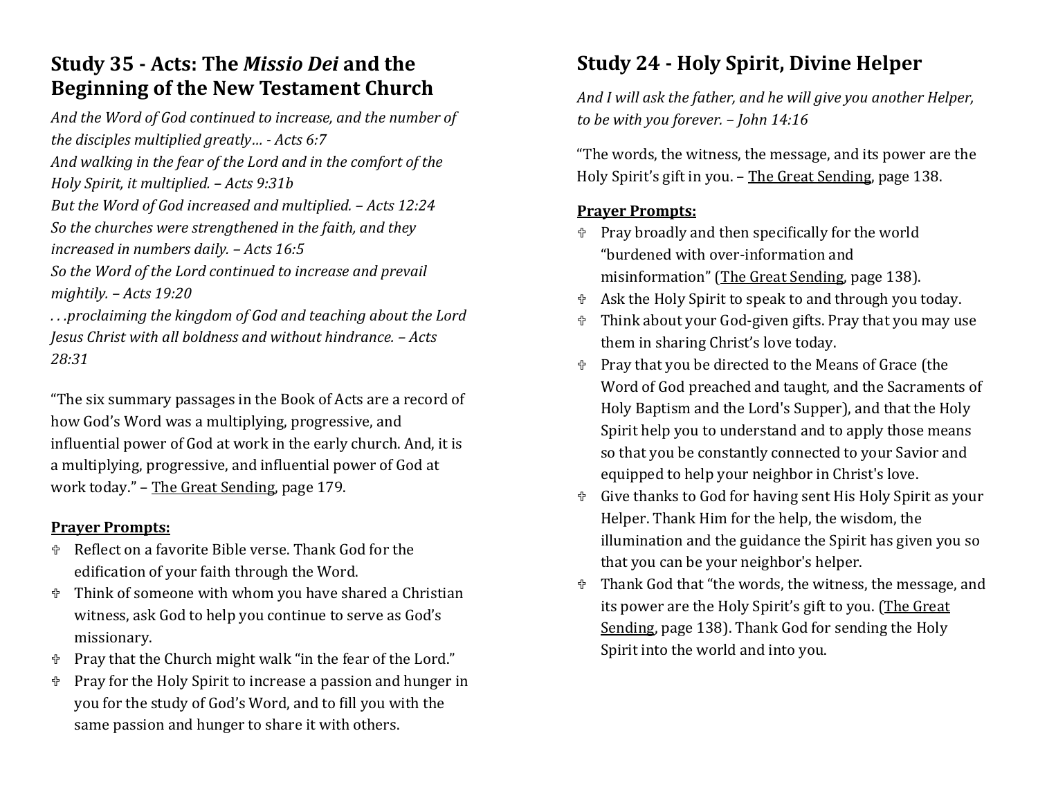## Study 35 - Acts: The *Missio Dei* and the Beginning of the New Testament Church

*And the Word of God continued to increase, and the number of the disciples multiplied greatly… - Acts 6:7*
*And walking in the fear of the Lord and in the comfort of the Holy Spirit, it multiplied. – Acts 9:31b*
*But the Word of God increased and multiplied. – Acts 12:24*
*So the churches were strengthened in the faith, and they increased in numbers daily. – Acts 16:5*
*So the Word of the Lord continued to increase and prevail mightily. – Acts 19:20*
*. . .proclaiming the kingdom of God and teaching about the Lord Jesus Christ with all boldness and without hindrance. – Acts 28:31*

"The six summary passages in the Book of Acts are a record of how God's Word was a multiplying, progressive, and influential power of God at work in the early church. And, it is a multiplying, progressive, and influential power of God at work today." – The Great Sending, page 179.

**Prayer Prompts:**

- Reflect on a favorite Bible verse. Thank God for the edification of your faith through the Word.
- Think of someone with whom you have shared a Christian witness, ask God to help you continue to serve as God's missionary.
- Pray that the Church might walk "in the fear of the Lord."
- Pray for the Holy Spirit to increase a passion and hunger in you for the study of God's Word, and to fill you with the same passion and hunger to share it with others.

## Study 24 - Holy Spirit, Divine Helper

*And I will ask the father, and he will give you another Helper, to be with you forever. – John 14:16*

"The words, the witness, the message, and its power are the Holy Spirit's gift in you. – The Great Sending, page 138.

**Prayer Prompts:**

- Pray broadly and then specifically for the world "burdened with over-information and misinformation" (The Great Sending, page 138).
- Ask the Holy Spirit to speak to and through you today.
- Think about your God-given gifts. Pray that you may use them in sharing Christ's love today.
- Pray that you be directed to the Means of Grace (the Word of God preached and taught, and the Sacraments of Holy Baptism and the Lord's Supper), and that the Holy Spirit help you to understand and to apply those means so that you be constantly connected to your Savior and equipped to help your neighbor in Christ's love.
- Give thanks to God for having sent His Holy Spirit as your Helper. Thank Him for the help, the wisdom, the illumination and the guidance the Spirit has given you so that you can be your neighbor's helper.
- Thank God that "the words, the witness, the message, and its power are the Holy Spirit's gift to you. (The Great Sending, page 138). Thank God for sending the Holy Spirit into the world and into you.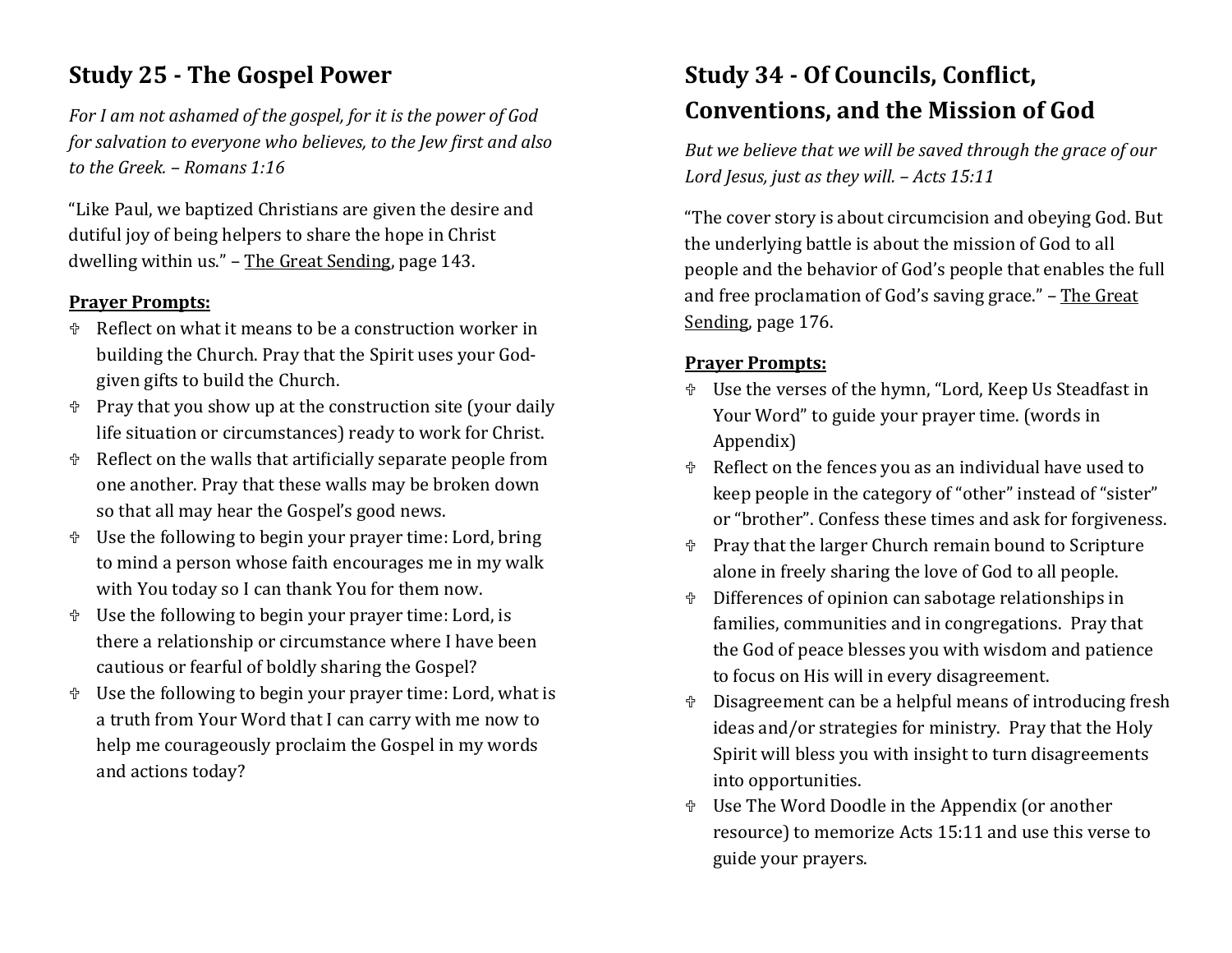## Study 25 - The Gospel Power

*For I am not ashamed of the gospel, for it is the power of God for salvation to everyone who believes, to the Jew first and also to the Greek. – Romans 1:16*

"Like Paul, we baptized Christians are given the desire and dutiful joy of being helpers to share the hope in Christ dwelling within us." – The Great Sending, page 143.

**Prayer Prompts:**

- Reflect on what it means to be a construction worker in building the Church. Pray that the Spirit uses your God-given gifts to build the Church.
- Pray that you show up at the construction site (your daily life situation or circumstances) ready to work for Christ.
- Reflect on the walls that artificially separate people from one another. Pray that these walls may be broken down so that all may hear the Gospel's good news.
- Use the following to begin your prayer time: Lord, bring to mind a person whose faith encourages me in my walk with You today so I can thank You for them now.
- Use the following to begin your prayer time: Lord, is there a relationship or circumstance where I have been cautious or fearful of boldly sharing the Gospel?
- Use the following to begin your prayer time: Lord, what is a truth from Your Word that I can carry with me now to help me courageously proclaim the Gospel in my words and actions today?

## Study 34 - Of Councils, Conflict, Conventions, and the Mission of God

*But we believe that we will be saved through the grace of our Lord Jesus, just as they will. – Acts 15:11*

"The cover story is about circumcision and obeying God. But the underlying battle is about the mission of God to all people and the behavior of God's people that enables the full and free proclamation of God's saving grace." – The Great Sending, page 176.

**Prayer Prompts:**

- Use the verses of the hymn, "Lord, Keep Us Steadfast in Your Word" to guide your prayer time. (words in Appendix)
- Reflect on the fences you as an individual have used to keep people in the category of "other" instead of "sister" or "brother". Confess these times and ask for forgiveness.
- Pray that the larger Church remain bound to Scripture alone in freely sharing the love of God to all people.
- Differences of opinion can sabotage relationships in families, communities and in congregations. Pray that the God of peace blesses you with wisdom and patience to focus on His will in every disagreement.
- Disagreement can be a helpful means of introducing fresh ideas and/or strategies for ministry. Pray that the Holy Spirit will bless you with insight to turn disagreements into opportunities.
- Use The Word Doodle in the Appendix (or another resource) to memorize Acts 15:11 and use this verse to guide your prayers.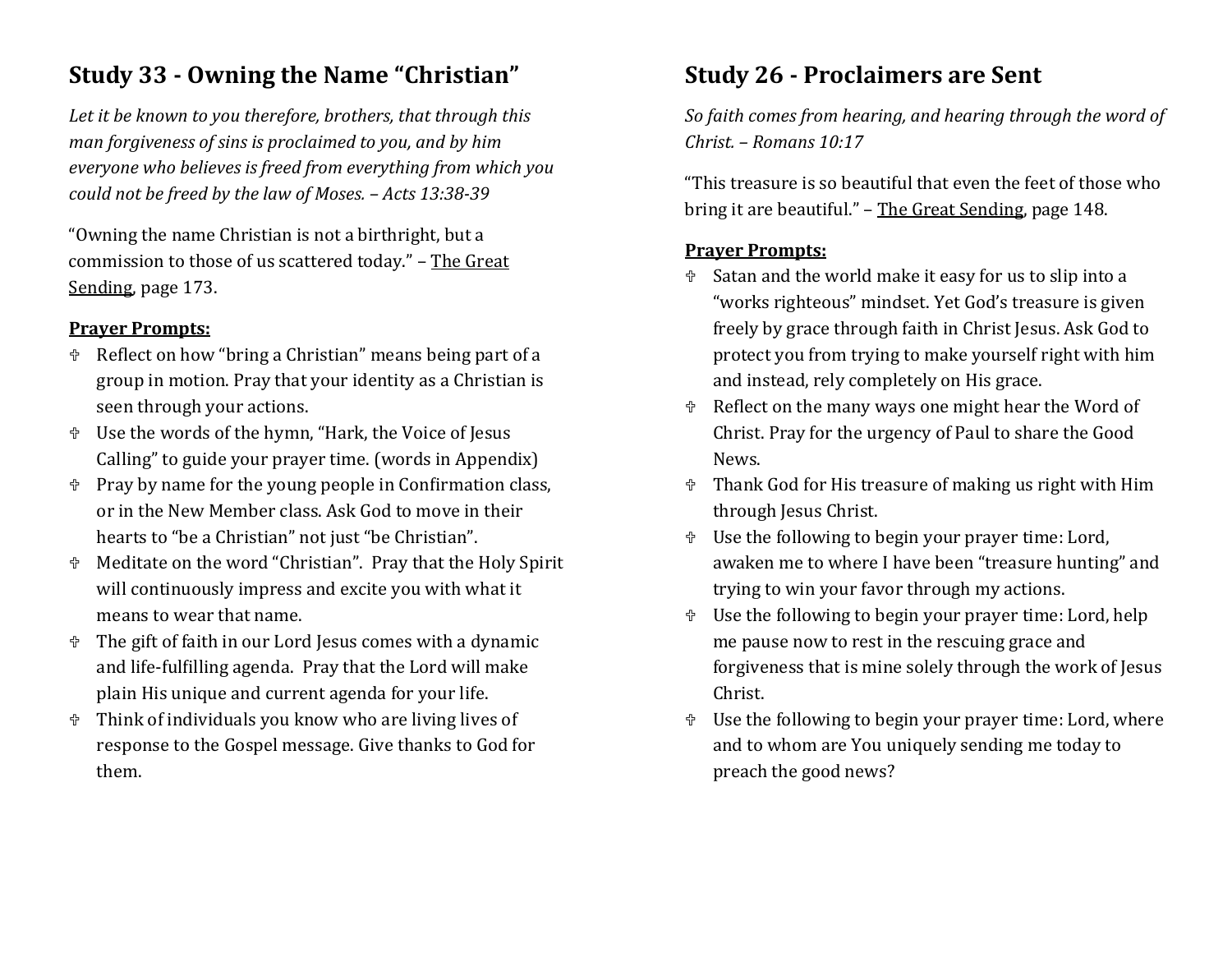## Study 33 - Owning the Name "Christian"

*Let it be known to you therefore, brothers, that through this man forgiveness of sins is proclaimed to you, and by him everyone who believes is freed from everything from which you could not be freed by the law of Moses. – Acts 13:38-39*

"Owning the name Christian is not a birthright, but a commission to those of us scattered today." – The Great Sending, page 173.

**Prayer Prompts:**

- ✞ Reflect on how "bring a Christian" means being part of a group in motion. Pray that your identity as a Christian is seen through your actions.
- ✞ Use the words of the hymn, "Hark, the Voice of Jesus Calling" to guide your prayer time. (words in Appendix)
- ✞ Pray by name for the young people in Confirmation class, or in the New Member class. Ask God to move in their hearts to "be a Christian" not just "be Christian".
- ✞ Meditate on the word "Christian". Pray that the Holy Spirit will continuously impress and excite you with what it means to wear that name.
- ✞ The gift of faith in our Lord Jesus comes with a dynamic and life-fulfilling agenda. Pray that the Lord will make plain His unique and current agenda for your life.
- ✞ Think of individuals you know who are living lives of response to the Gospel message. Give thanks to God for them.

## Study 26 - Proclaimers are Sent

*So faith comes from hearing, and hearing through the word of Christ. – Romans 10:17*

"This treasure is so beautiful that even the feet of those who bring it are beautiful." – The Great Sending, page 148.

**Prayer Prompts:**

- ✞ Satan and the world make it easy for us to slip into a "works righteous" mindset. Yet God's treasure is given freely by grace through faith in Christ Jesus. Ask God to protect you from trying to make yourself right with him and instead, rely completely on His grace.
- ✞ Reflect on the many ways one might hear the Word of Christ. Pray for the urgency of Paul to share the Good News.
- ✞ Thank God for His treasure of making us right with Him through Jesus Christ.
- ✞ Use the following to begin your prayer time: Lord, awaken me to where I have been "treasure hunting" and trying to win your favor through my actions.
- ✞ Use the following to begin your prayer time: Lord, help me pause now to rest in the rescuing grace and forgiveness that is mine solely through the work of Jesus Christ.
- ✞ Use the following to begin your prayer time: Lord, where and to whom are You uniquely sending me today to preach the good news?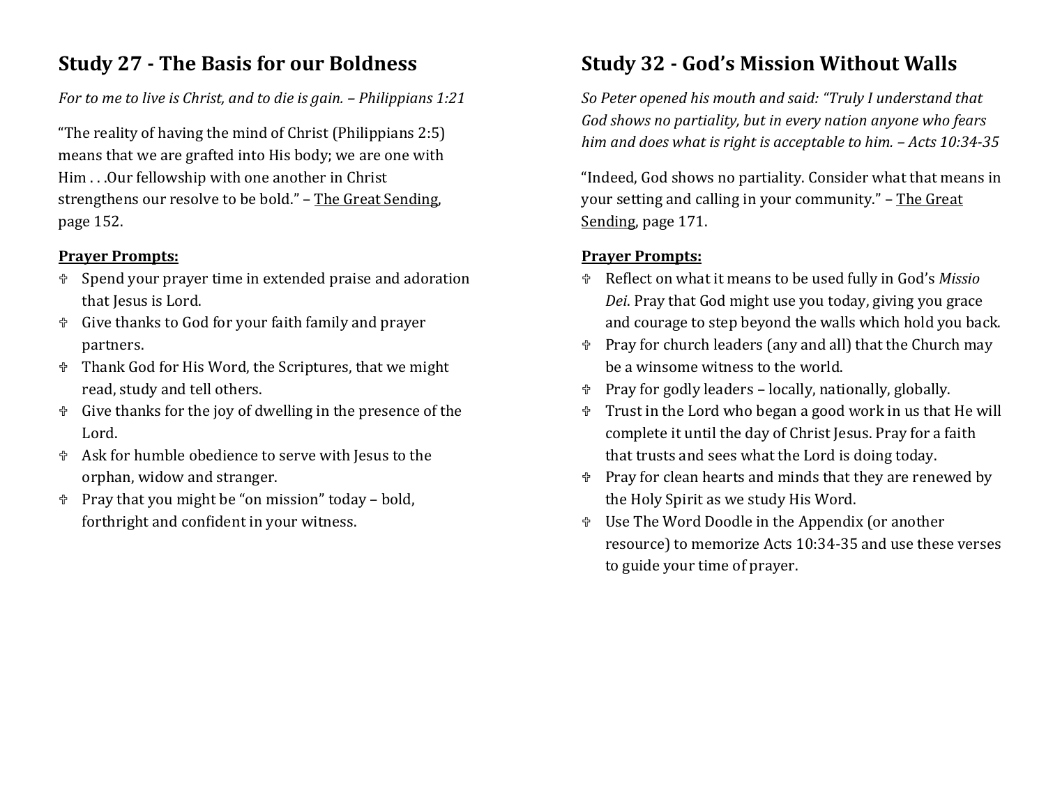## Study 27 - The Basis for our Boldness

*For to me to live is Christ, and to die is gain. – Philippians 1:21*

"The reality of having the mind of Christ (Philippians 2:5) means that we are grafted into His body; we are one with Him . . .Our fellowship with one another in Christ strengthens our resolve to be bold." – The Great Sending, page 152.

**Prayer Prompts:**

- Spend your prayer time in extended praise and adoration that Jesus is Lord.
- Give thanks to God for your faith family and prayer partners.
- Thank God for His Word, the Scriptures, that we might read, study and tell others.
- Give thanks for the joy of dwelling in the presence of the Lord.
- Ask for humble obedience to serve with Jesus to the orphan, widow and stranger.
- Pray that you might be "on mission" today – bold, forthright and confident in your witness.

## Study 32 - God's Mission Without Walls

*So Peter opened his mouth and said: "Truly I understand that God shows no partiality, but in every nation anyone who fears him and does what is right is acceptable to him. – Acts 10:34-35*

"Indeed, God shows no partiality. Consider what that means in your setting and calling in your community." – The Great Sending, page 171.

**Prayer Prompts:**

- Reflect on what it means to be used fully in God's *Missio Dei*. Pray that God might use you today, giving you grace and courage to step beyond the walls which hold you back.
- Pray for church leaders (any and all) that the Church may be a winsome witness to the world.
- Pray for godly leaders – locally, nationally, globally.
- Trust in the Lord who began a good work in us that He will complete it until the day of Christ Jesus. Pray for a faith that trusts and sees what the Lord is doing today.
- Pray for clean hearts and minds that they are renewed by the Holy Spirit as we study His Word.
- Use The Word Doodle in the Appendix (or another resource) to memorize Acts 10:34-35 and use these verses to guide your time of prayer.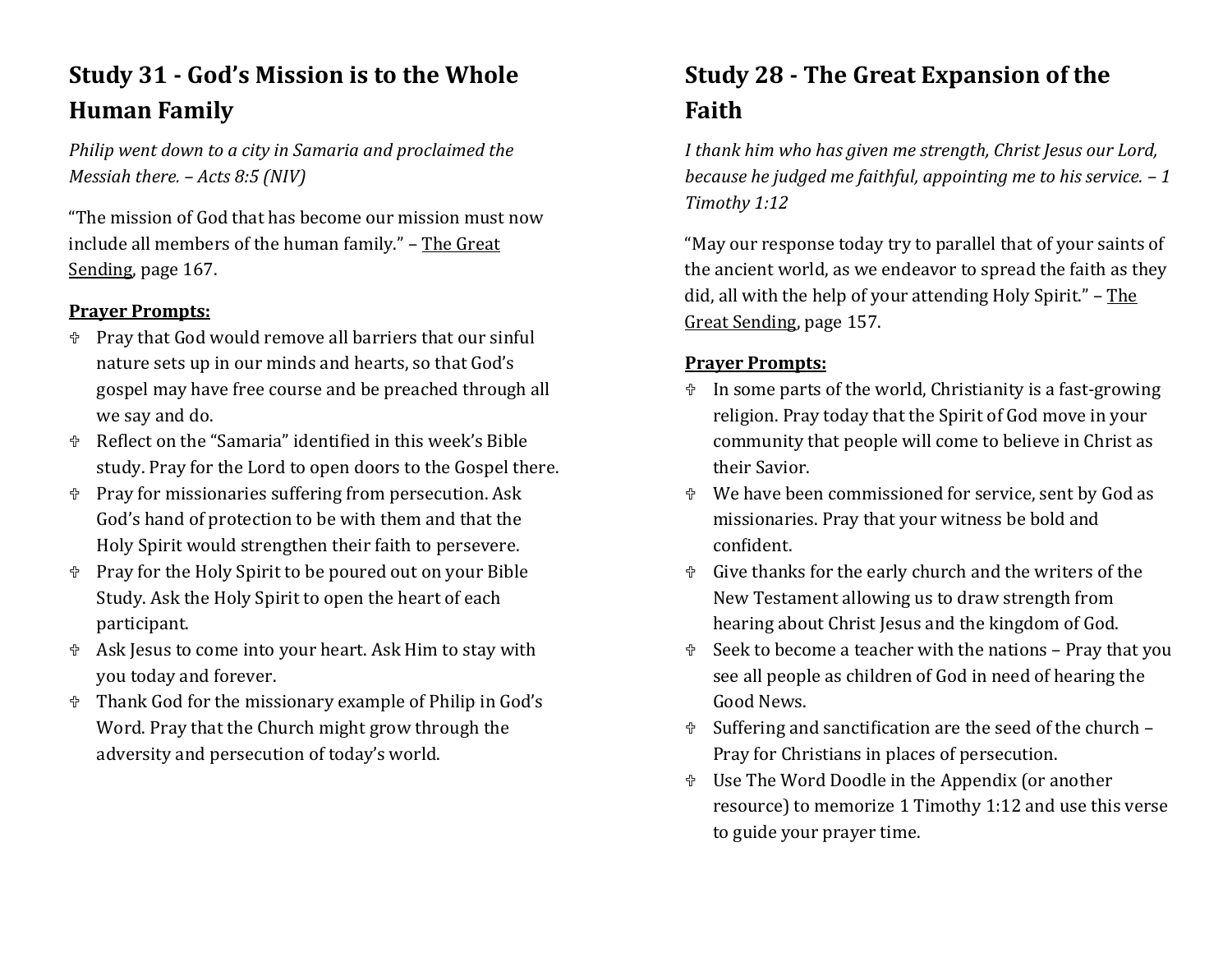## Study 31 - God's Mission is to the Whole Human Family

*Philip went down to a city in Samaria and proclaimed the Messiah there. – Acts 8:5 (NIV)*

"The mission of God that has become our mission must now include all members of the human family." – The Great Sending, page 167.

**Prayer Prompts:**

- ♱ Pray that God would remove all barriers that our sinful nature sets up in our minds and hearts, so that God's gospel may have free course and be preached through all we say and do.
- ♱ Reflect on the "Samaria" identified in this week's Bible study. Pray for the Lord to open doors to the Gospel there.
- ♱ Pray for missionaries suffering from persecution. Ask God's hand of protection to be with them and that the Holy Spirit would strengthen their faith to persevere.
- ♱ Pray for the Holy Spirit to be poured out on your Bible Study. Ask the Holy Spirit to open the heart of each participant.
- ♱ Ask Jesus to come into your heart. Ask Him to stay with you today and forever.
- ♱ Thank God for the missionary example of Philip in God's Word. Pray that the Church might grow through the adversity and persecution of today's world.

## Study 28 - The Great Expansion of the Faith

*I thank him who has given me strength, Christ Jesus our Lord, because he judged me faithful, appointing me to his service. – 1 Timothy 1:12*

"May our response today try to parallel that of your saints of the ancient world, as we endeavor to spread the faith as they did, all with the help of your attending Holy Spirit." – The Great Sending, page 157.

**Prayer Prompts:**

- ♱ In some parts of the world, Christianity is a fast-growing religion. Pray today that the Spirit of God move in your community that people will come to believe in Christ as their Savior.
- ♱ We have been commissioned for service, sent by God as missionaries. Pray that your witness be bold and confident.
- ♱ Give thanks for the early church and the writers of the New Testament allowing us to draw strength from hearing about Christ Jesus and the kingdom of God.
- ♱ Seek to become a teacher with the nations – Pray that you see all people as children of God in need of hearing the Good News.
- ♱ Suffering and sanctification are the seed of the church – Pray for Christians in places of persecution.
- ♱ Use The Word Doodle in the Appendix (or another resource) to memorize 1 Timothy 1:12 and use this verse to guide your prayer time.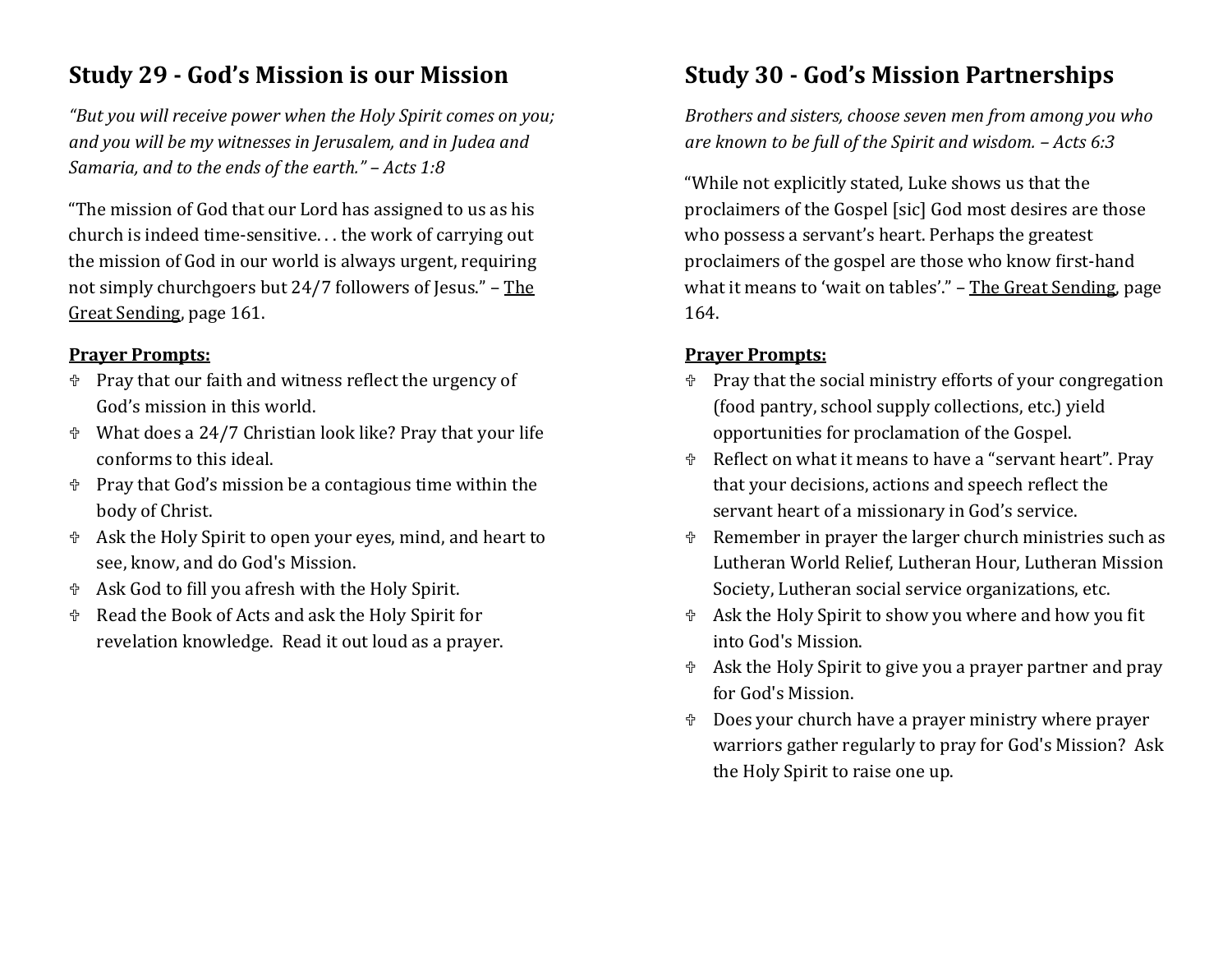## Study 29 - God's Mission is our Mission

*"But you will receive power when the Holy Spirit comes on you; and you will be my witnesses in Jerusalem, and in Judea and Samaria, and to the ends of the earth." – Acts 1:8*

"The mission of God that our Lord has assigned to us as his church is indeed time-sensitive. . . the work of carrying out the mission of God in our world is always urgent, requiring not simply churchgoers but 24/7 followers of Jesus." – The Great Sending, page 161.

**Prayer Prompts:**

- Pray that our faith and witness reflect the urgency of God's mission in this world.
- What does a 24/7 Christian look like? Pray that your life conforms to this ideal.
- Pray that God's mission be a contagious time within the body of Christ.
- Ask the Holy Spirit to open your eyes, mind, and heart to see, know, and do God's Mission.
- Ask God to fill you afresh with the Holy Spirit.
- Read the Book of Acts and ask the Holy Spirit for revelation knowledge. Read it out loud as a prayer.

## Study 30 - God's Mission Partnerships

*Brothers and sisters, choose seven men from among you who are known to be full of the Spirit and wisdom. – Acts 6:3*

"While not explicitly stated, Luke shows us that the proclaimers of the Gospel [sic] God most desires are those who possess a servant's heart. Perhaps the greatest proclaimers of the gospel are those who know first-hand what it means to 'wait on tables'." – The Great Sending, page 164.

**Prayer Prompts:**

- Pray that the social ministry efforts of your congregation (food pantry, school supply collections, etc.) yield opportunities for proclamation of the Gospel.
- Reflect on what it means to have a "servant heart". Pray that your decisions, actions and speech reflect the servant heart of a missionary in God's service.
- Remember in prayer the larger church ministries such as Lutheran World Relief, Lutheran Hour, Lutheran Mission Society, Lutheran social service organizations, etc.
- Ask the Holy Spirit to show you where and how you fit into God's Mission.
- Ask the Holy Spirit to give you a prayer partner and pray for God's Mission.
- Does your church have a prayer ministry where prayer warriors gather regularly to pray for God's Mission? Ask the Holy Spirit to raise one up.